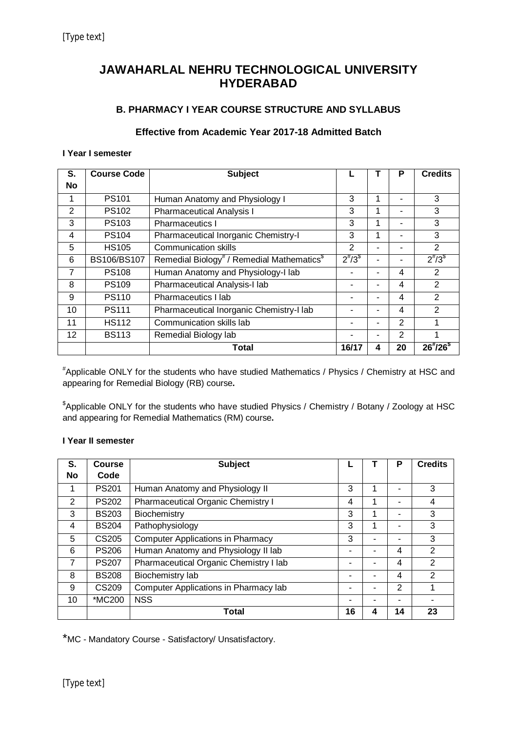# JAWAHARLAL NEHRU TECHNOLOGICAL UNIVERSITY HYDERABAD

## B. PHARMACY I YEAR COURSE STRUCTURE AND SYLLABUS

### Effective from Academic Year 2017-18 Admitted Batch

**I Year I semester**

| S. No | Course Code | Subject | L | T | P | Credits |
|---|---|---|---|---|---|---|
| 1 | PS101 | Human Anatomy and Physiology I | 3 | 1 | - | 3 |
| 2 | PS102 | Pharmaceutical Analysis I | 3 | 1 | - | 3 |
| 3 | PS103 | Pharmaceutics I | 3 | 1 | - | 3 |
| 4 | PS104 | Pharmaceutical Inorganic Chemistry-I | 3 | 1 | - | 3 |
| 5 | HS105 | Communication skills | 2 | - | - | 2 |
| 6 | BS106/BS107 | Remedial Biology# / Remedial Mathematics$ | 2#/3$ | - | - | 2#/3$ |
| 7 | PS108 | Human Anatomy and Physiology-I lab | - | - | 4 | 2 |
| 8 | PS109 | Pharmaceutical Analysis-I lab | - | - | 4 | 2 |
| 9 | PS110 | Pharmaceutics I lab | - | - | 4 | 2 |
| 10 | PS111 | Pharmaceutical Inorganic Chemistry-I lab | - | - | 4 | 2 |
| 11 | HS112 | Communication skills lab | - | - | 2 | 1 |
| 12 | BS113 | Remedial Biology lab | - | - | 2 | 1 |
| | | **Total** | **16/17** | **4** | **20** | **26#/26$** |

#Applicable ONLY for the students who have studied Mathematics / Physics / Chemistry at HSC and appearing for Remedial Biology (RB) course**.**

$Applicable ONLY for the students who have studied Physics / Chemistry / Botany / Zoology at HSC and appearing for Remedial Mathematics (RM) course**.**

**I Year II semester**

| S. No | Course Code | Subject | L | T | P | Credits |
|---|---|---|---|---|---|---|
| 1 | PS201 | Human Anatomy and Physiology II | 3 | 1 | - | 3 |
| 2 | PS202 | Pharmaceutical Organic Chemistry I | 4 | 1 | - | 4 |
| 3 | BS203 | Biochemistry | 3 | 1 | - | 3 |
| 4 | BS204 | Pathophysiology | 3 | 1 | - | 3 |
| 5 | CS205 | Computer Applications in Pharmacy | 3 | - | - | 3 |
| 6 | PS206 | Human Anatomy and Physiology II lab | - | - | 4 | 2 |
| 7 | PS207 | Pharmaceutical Organic Chemistry I lab | - | - | 4 | 2 |
| 8 | BS208 | Biochemistry lab | - | - | 4 | 2 |
| 9 | CS209 | Computer Applications in Pharmacy lab | - | - | 2 | 1 |
| 10 | *MC200 | NSS | - | - | - | - |
| | | **Total** | **16** | **4** | **14** | **23** |

*MC - Mandatory Course - Satisfactory/ Unsatisfactory.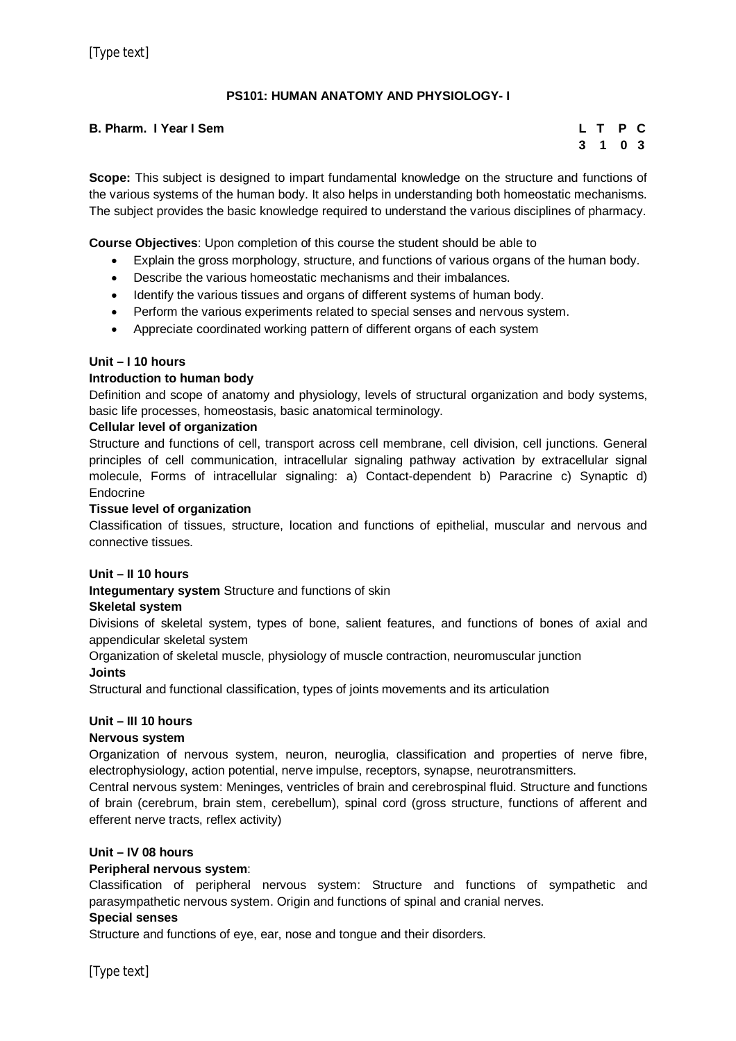## PS101: HUMAN ANATOMY AND PHYSIOLOGY- I

**B. Pharm. I Year I Sem**

| L | T | P | C |
|---|---|---|---|
| 3 | 1 | 0 | 3 |

**Scope:** This subject is designed to impart fundamental knowledge on the structure and functions of the various systems of the human body. It also helps in understanding both homeostatic mechanisms. The subject provides the basic knowledge required to understand the various disciplines of pharmacy.

**Course Objectives**: Upon completion of this course the student should be able to

- Explain the gross morphology, structure, and functions of various organs of the human body.
- Describe the various homeostatic mechanisms and their imbalances.
- Identify the various tissues and organs of different systems of human body.
- Perform the various experiments related to special senses and nervous system.
- Appreciate coordinated working pattern of different organs of each system

**Unit – I 10 hours**

**Introduction to human body**

Definition and scope of anatomy and physiology, levels of structural organization and body systems, basic life processes, homeostasis, basic anatomical terminology.

**Cellular level of organization**

Structure and functions of cell, transport across cell membrane, cell division, cell junctions. General principles of cell communication, intracellular signaling pathway activation by extracellular signal molecule, Forms of intracellular signaling: a) Contact-dependent b) Paracrine c) Synaptic d) Endocrine

**Tissue level of organization**

Classification of tissues, structure, location and functions of epithelial, muscular and nervous and connective tissues.

**Unit – II 10 hours**

**Integumentary system** Structure and functions of skin

**Skeletal system**

Divisions of skeletal system, types of bone, salient features, and functions of bones of axial and appendicular skeletal system

Organization of skeletal muscle, physiology of muscle contraction, neuromuscular junction

**Joints**

Structural and functional classification, types of joints movements and its articulation

**Unit – III 10 hours**

**Nervous system**

Organization of nervous system, neuron, neuroglia, classification and properties of nerve fibre, electrophysiology, action potential, nerve impulse, receptors, synapse, neurotransmitters.

Central nervous system: Meninges, ventricles of brain and cerebrospinal fluid. Structure and functions of brain (cerebrum, brain stem, cerebellum), spinal cord (gross structure, functions of afferent and efferent nerve tracts, reflex activity)

**Unit – IV 08 hours**

**Peripheral nervous system**:

Classification of peripheral nervous system: Structure and functions of sympathetic and parasympathetic nervous system. Origin and functions of spinal and cranial nerves.

**Special senses**

Structure and functions of eye, ear, nose and tongue and their disorders.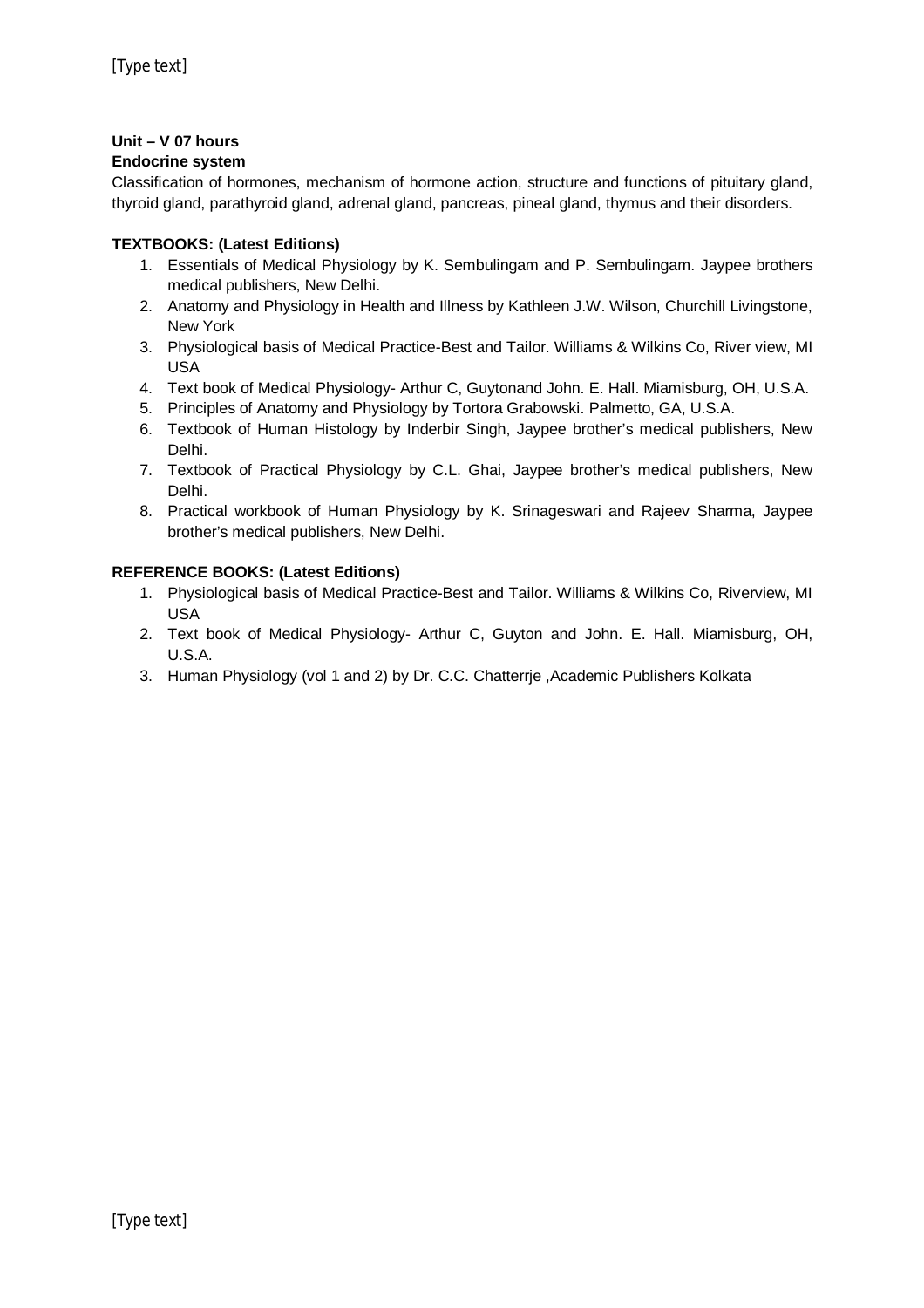**Unit – V 07 hours**

**Endocrine system**

Classification of hormones, mechanism of hormone action, structure and functions of pituitary gland, thyroid gland, parathyroid gland, adrenal gland, pancreas, pineal gland, thymus and their disorders.

**TEXTBOOKS: (Latest Editions)**

1. Essentials of Medical Physiology by K. Sembulingam and P. Sembulingam. Jaypee brothers medical publishers, New Delhi.
2. Anatomy and Physiology in Health and Illness by Kathleen J.W. Wilson, Churchill Livingstone, New York
3. Physiological basis of Medical Practice-Best and Tailor. Williams & Wilkins Co, River view, MI USA
4. Text book of Medical Physiology- Arthur C, Guytonand John. E. Hall. Miamisburg, OH, U.S.A.
5. Principles of Anatomy and Physiology by Tortora Grabowski. Palmetto, GA, U.S.A.
6. Textbook of Human Histology by Inderbir Singh, Jaypee brother's medical publishers, New Delhi.
7. Textbook of Practical Physiology by C.L. Ghai, Jaypee brother's medical publishers, New Delhi.
8. Practical workbook of Human Physiology by K. Srinageswari and Rajeev Sharma, Jaypee brother's medical publishers, New Delhi.

**REFERENCE BOOKS: (Latest Editions)**

1. Physiological basis of Medical Practice-Best and Tailor. Williams & Wilkins Co, Riverview, MI USA
2. Text book of Medical Physiology- Arthur C, Guyton and John. E. Hall. Miamisburg, OH, U.S.A.
3. Human Physiology (vol 1 and 2) by Dr. C.C. Chatterrje ,Academic Publishers Kolkata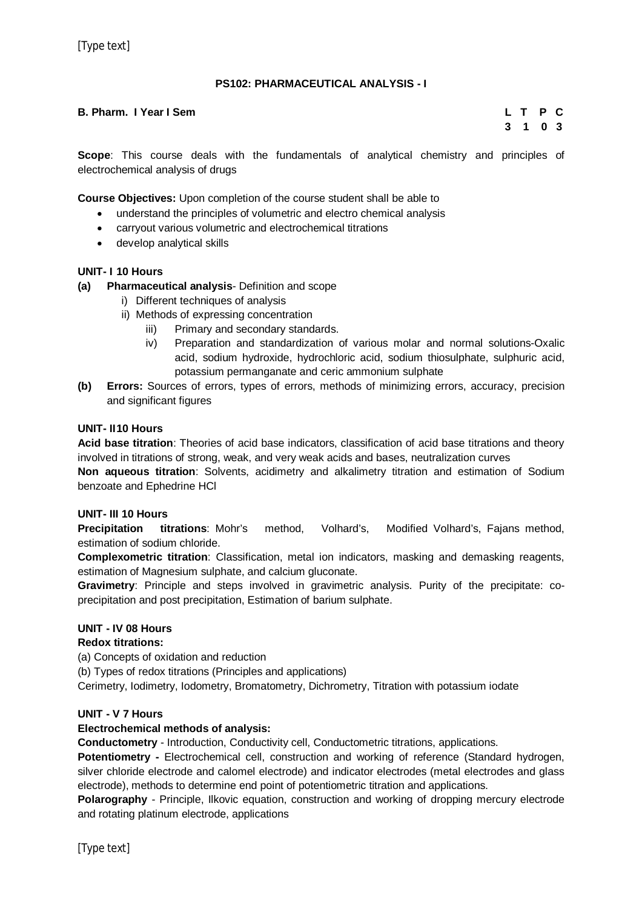## PS102: PHARMACEUTICAL ANALYSIS - I

**B. Pharm. I Year I Sem**

| L | T | P | C |
|---|---|---|---|
| 3 | 1 | 0 | 3 |

**Scope**: This course deals with the fundamentals of analytical chemistry and principles of electrochemical analysis of drugs

**Course Objectives:** Upon completion of the course student shall be able to

- understand the principles of volumetric and electro chemical analysis
- carryout various volumetric and electrochemical titrations
- develop analytical skills

**UNIT- I 10 Hours**

**(a) Pharmaceutical analysis**- Definition and scope

i) Different techniques of analysis

ii) Methods of expressing concentration

iii) Primary and secondary standards.

iv) Preparation and standardization of various molar and normal solutions-Oxalic acid, sodium hydroxide, hydrochloric acid, sodium thiosulphate, sulphuric acid, potassium permanganate and ceric ammonium sulphate

**(b) Errors:** Sources of errors, types of errors, methods of minimizing errors, accuracy, precision and significant figures

**UNIT- II10 Hours**

**Acid base titration**: Theories of acid base indicators, classification of acid base titrations and theory involved in titrations of strong, weak, and very weak acids and bases, neutralization curves

**Non aqueous titration**: Solvents, acidimetry and alkalimetry titration and estimation of Sodium benzoate and Ephedrine HCl

**UNIT- III 10 Hours**

**Precipitation titrations**: Mohr's method, Volhard's, Modified Volhard's, Fajans method, estimation of sodium chloride.

**Complexometric titration**: Classification, metal ion indicators, masking and demasking reagents, estimation of Magnesium sulphate, and calcium gluconate.

**Gravimetry**: Principle and steps involved in gravimetric analysis. Purity of the precipitate: co-precipitation and post precipitation, Estimation of barium sulphate.

**UNIT - IV 08 Hours**

**Redox titrations:**

(a) Concepts of oxidation and reduction

(b) Types of redox titrations (Principles and applications)

Cerimetry, Iodimetry, Iodometry, Bromatometry, Dichrometry, Titration with potassium iodate

**UNIT - V 7 Hours**

**Electrochemical methods of analysis:**

**Conductometry** - Introduction, Conductivity cell, Conductometric titrations, applications.

**Potentiometry -** Electrochemical cell, construction and working of reference (Standard hydrogen, silver chloride electrode and calomel electrode) and indicator electrodes (metal electrodes and glass electrode), methods to determine end point of potentiometric titration and applications.

**Polarography** - Principle, Ilkovic equation, construction and working of dropping mercury electrode and rotating platinum electrode, applications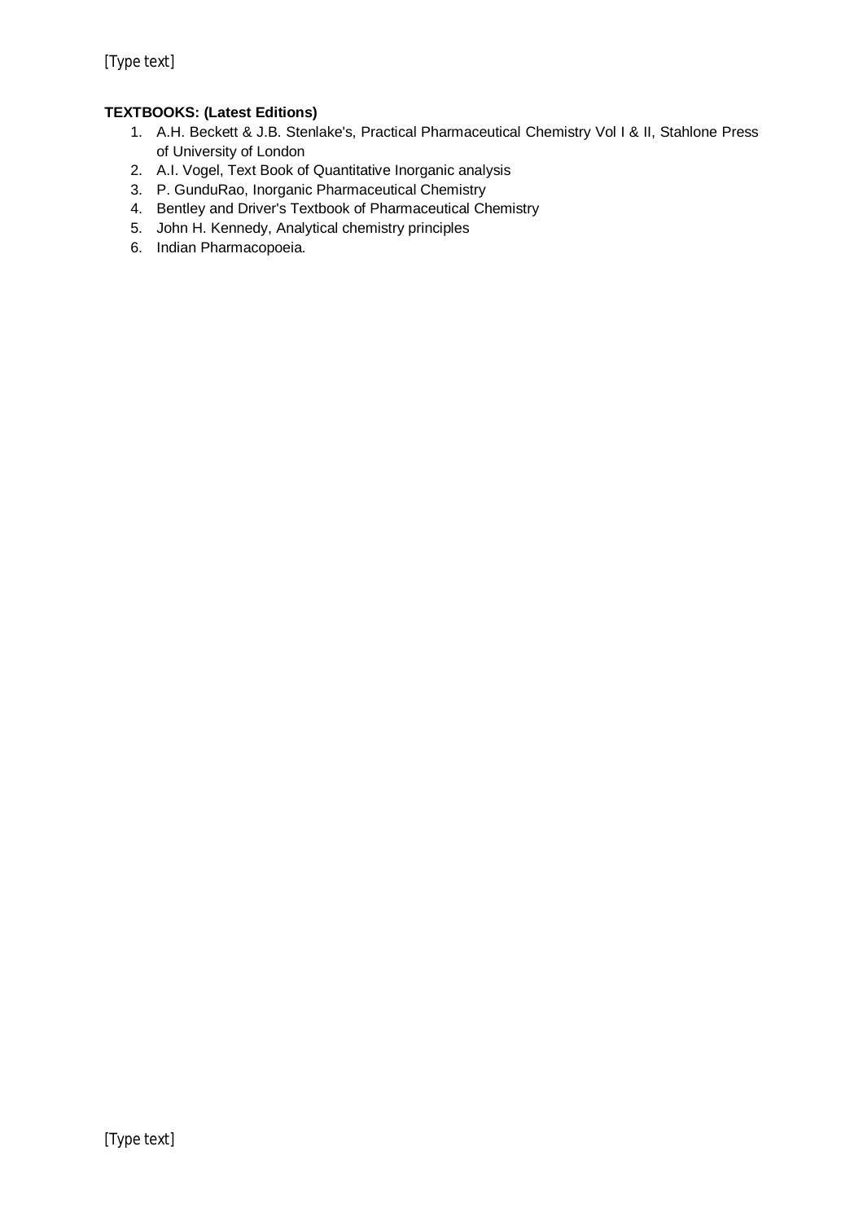**TEXTBOOKS: (Latest Editions)**

1. A.H. Beckett & J.B. Stenlake's, Practical Pharmaceutical Chemistry Vol I & II, Stahlone Press of University of London
2. A.I. Vogel, Text Book of Quantitative Inorganic analysis
3. P. GunduRao, Inorganic Pharmaceutical Chemistry
4. Bentley and Driver's Textbook of Pharmaceutical Chemistry
5. John H. Kennedy, Analytical chemistry principles
6. Indian Pharmacopoeia.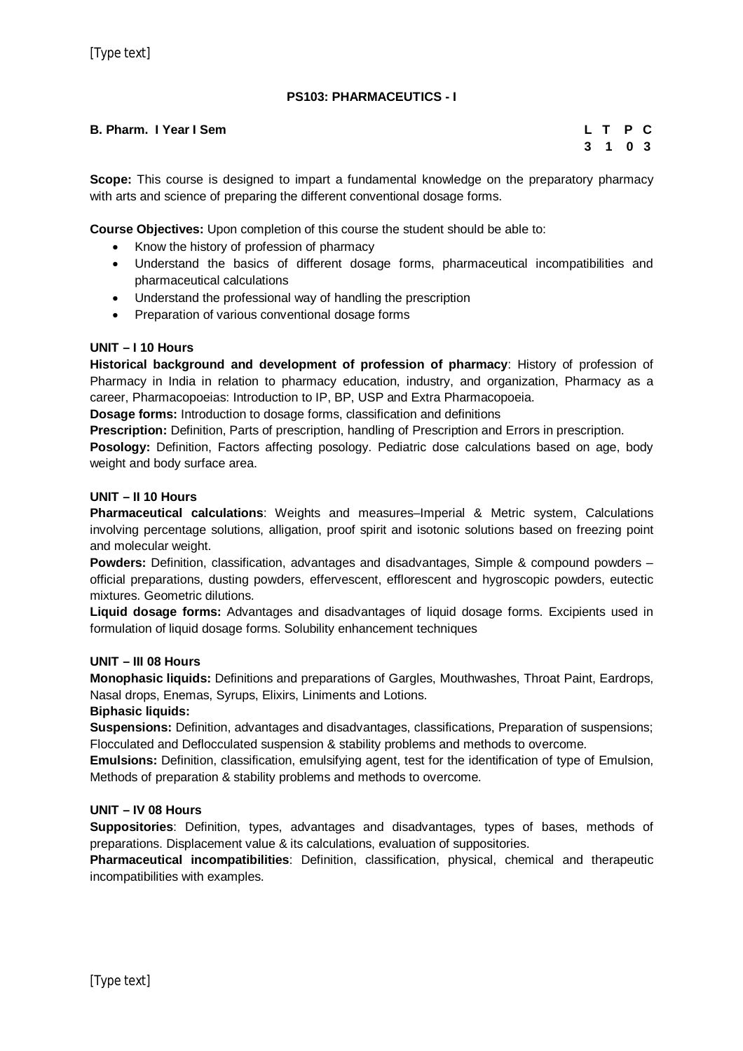## PS103: PHARMACEUTICS - I

**B. Pharm. I Year I Sem**

| L | T | P | C |
|---|---|---|---|
| 3 | 1 | 0 | 3 |

**Scope:** This course is designed to impart a fundamental knowledge on the preparatory pharmacy with arts and science of preparing the different conventional dosage forms.

**Course Objectives:** Upon completion of this course the student should be able to:

- Know the history of profession of pharmacy
- Understand the basics of different dosage forms, pharmaceutical incompatibilities and pharmaceutical calculations
- Understand the professional way of handling the prescription
- Preparation of various conventional dosage forms

**UNIT – I 10 Hours**

**Historical background and development of profession of pharmacy**: History of profession of Pharmacy in India in relation to pharmacy education, industry, and organization, Pharmacy as a career, Pharmacopoeias: Introduction to IP, BP, USP and Extra Pharmacopoeia.

**Dosage forms:** Introduction to dosage forms, classification and definitions

**Prescription:** Definition, Parts of prescription, handling of Prescription and Errors in prescription.

**Posology:** Definition, Factors affecting posology. Pediatric dose calculations based on age, body weight and body surface area.

**UNIT – II 10 Hours**

**Pharmaceutical calculations**: Weights and measures–Imperial & Metric system, Calculations involving percentage solutions, alligation, proof spirit and isotonic solutions based on freezing point and molecular weight.

**Powders:** Definition, classification, advantages and disadvantages, Simple & compound powders – official preparations, dusting powders, effervescent, efflorescent and hygroscopic powders, eutectic mixtures. Geometric dilutions.

**Liquid dosage forms:** Advantages and disadvantages of liquid dosage forms. Excipients used in formulation of liquid dosage forms. Solubility enhancement techniques

**UNIT – III 08 Hours**

**Monophasic liquids:** Definitions and preparations of Gargles, Mouthwashes, Throat Paint, Eardrops, Nasal drops, Enemas, Syrups, Elixirs, Liniments and Lotions.

**Biphasic liquids:**

**Suspensions:** Definition, advantages and disadvantages, classifications, Preparation of suspensions; Flocculated and Deflocculated suspension & stability problems and methods to overcome.

**Emulsions:** Definition, classification, emulsifying agent, test for the identification of type of Emulsion, Methods of preparation & stability problems and methods to overcome.

**UNIT – IV 08 Hours**

**Suppositories**: Definition, types, advantages and disadvantages, types of bases, methods of preparations. Displacement value & its calculations, evaluation of suppositories.

**Pharmaceutical incompatibilities**: Definition, classification, physical, chemical and therapeutic incompatibilities with examples.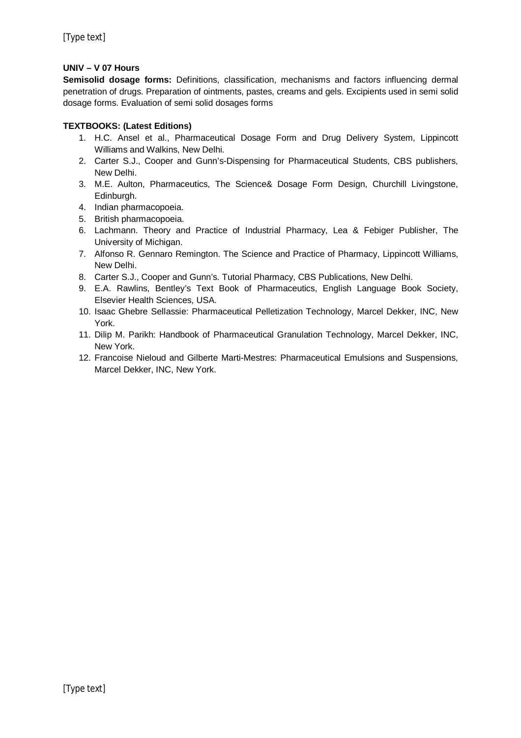**UNIV – V 07 Hours**

**Semisolid dosage forms:** Definitions, classification, mechanisms and factors influencing dermal penetration of drugs. Preparation of ointments, pastes, creams and gels. Excipients used in semi solid dosage forms. Evaluation of semi solid dosages forms

**TEXTBOOKS: (Latest Editions)**

1. H.C. Ansel et al., Pharmaceutical Dosage Form and Drug Delivery System, Lippincott Williams and Walkins, New Delhi.
2. Carter S.J., Cooper and Gunn's-Dispensing for Pharmaceutical Students, CBS publishers, New Delhi.
3. M.E. Aulton, Pharmaceutics, The Science& Dosage Form Design, Churchill Livingstone, Edinburgh.
4. Indian pharmacopoeia.
5. British pharmacopoeia.
6. Lachmann. Theory and Practice of Industrial Pharmacy, Lea & Febiger Publisher, The University of Michigan.
7. Alfonso R. Gennaro Remington. The Science and Practice of Pharmacy, Lippincott Williams, New Delhi.
8. Carter S.J., Cooper and Gunn's. Tutorial Pharmacy, CBS Publications, New Delhi.
9. E.A. Rawlins, Bentley's Text Book of Pharmaceutics, English Language Book Society, Elsevier Health Sciences, USA.
10. Isaac Ghebre Sellassie: Pharmaceutical Pelletization Technology, Marcel Dekker, INC, New York.
11. Dilip M. Parikh: Handbook of Pharmaceutical Granulation Technology, Marcel Dekker, INC, New York.
12. Francoise Nieloud and Gilberte Marti-Mestres: Pharmaceutical Emulsions and Suspensions, Marcel Dekker, INC, New York.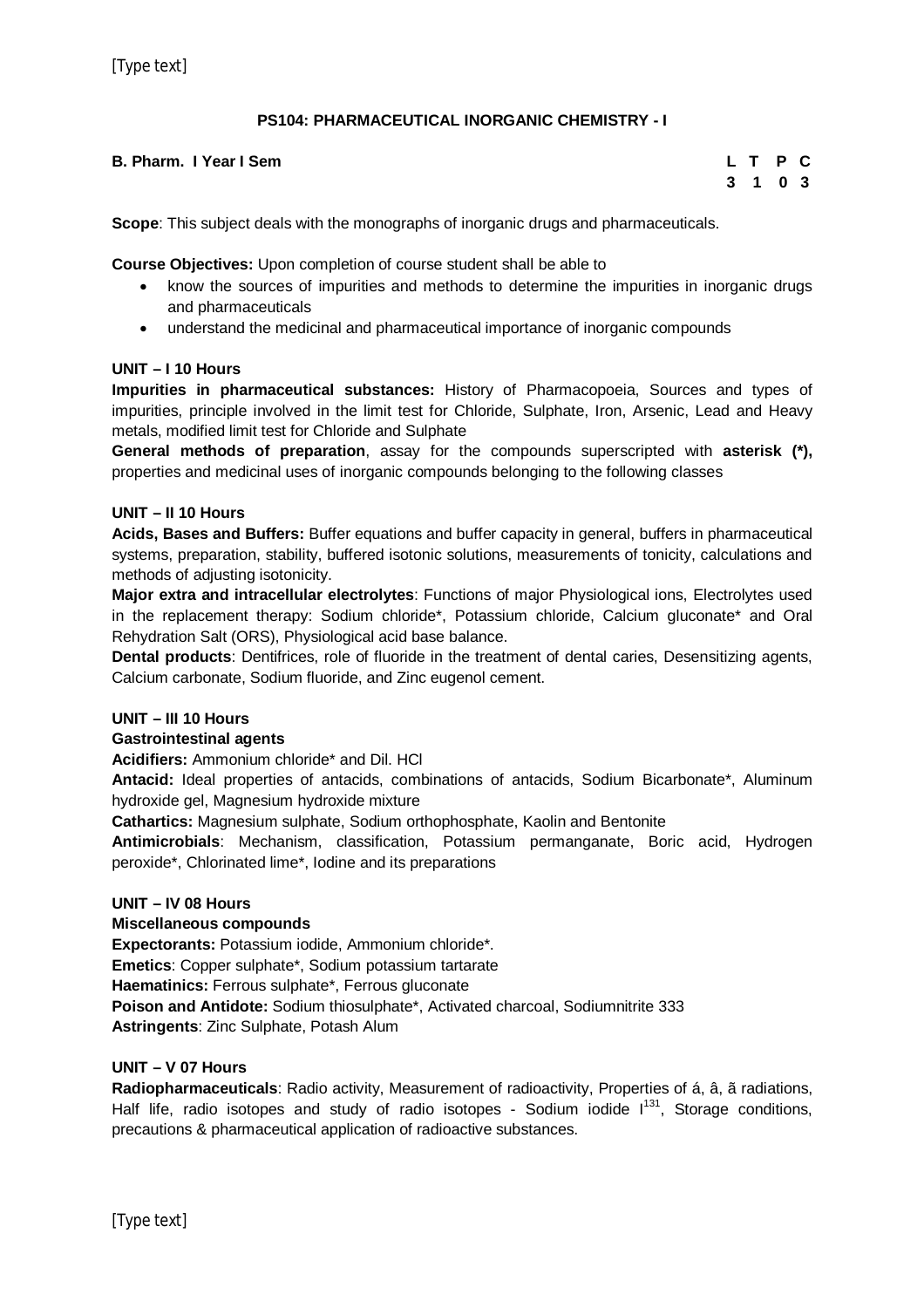## PS104: PHARMACEUTICAL INORGANIC CHEMISTRY - I

**B. Pharm. I Year I Sem**

| L | T | P | C |
|---|---|---|---|
| 3 | 1 | 0 | 3 |

**Scope**: This subject deals with the monographs of inorganic drugs and pharmaceuticals.

**Course Objectives:** Upon completion of course student shall be able to

- know the sources of impurities and methods to determine the impurities in inorganic drugs and pharmaceuticals
- understand the medicinal and pharmaceutical importance of inorganic compounds

**UNIT – I 10 Hours**

**Impurities in pharmaceutical substances:** History of Pharmacopoeia, Sources and types of impurities, principle involved in the limit test for Chloride, Sulphate, Iron, Arsenic, Lead and Heavy metals, modified limit test for Chloride and Sulphate

**General methods of preparation**, assay for the compounds superscripted with **asterisk (*),** properties and medicinal uses of inorganic compounds belonging to the following classes

**UNIT – II 10 Hours**

**Acids, Bases and Buffers:** Buffer equations and buffer capacity in general, buffers in pharmaceutical systems, preparation, stability, buffered isotonic solutions, measurements of tonicity, calculations and methods of adjusting isotonicity.

**Major extra and intracellular electrolytes**: Functions of major Physiological ions, Electrolytes used in the replacement therapy: Sodium chloride*, Potassium chloride, Calcium gluconate* and Oral Rehydration Salt (ORS), Physiological acid base balance.

**Dental products**: Dentifrices, role of fluoride in the treatment of dental caries, Desensitizing agents, Calcium carbonate, Sodium fluoride, and Zinc eugenol cement.

**UNIT – III 10 Hours**

**Gastrointestinal agents**

**Acidifiers:** Ammonium chloride* and Dil. HCl

**Antacid:** Ideal properties of antacids, combinations of antacids, Sodium Bicarbonate*, Aluminum hydroxide gel, Magnesium hydroxide mixture

**Cathartics:** Magnesium sulphate, Sodium orthophosphate, Kaolin and Bentonite

**Antimicrobials**: Mechanism, classification, Potassium permanganate, Boric acid, Hydrogen peroxide*, Chlorinated lime*, Iodine and its preparations

**UNIT – IV 08 Hours**

**Miscellaneous compounds**

**Expectorants:** Potassium iodide, Ammonium chloride*.

**Emetics**: Copper sulphate*, Sodium potassium tartarate

**Haematinics:** Ferrous sulphate*, Ferrous gluconate

**Poison and Antidote:** Sodium thiosulphate*, Activated charcoal, Sodiumnitrite 333

**Astringents**: Zinc Sulphate, Potash Alum

**UNIT – V 07 Hours**

**Radiopharmaceuticals**: Radio activity, Measurement of radioactivity, Properties of á, â, ã radiations, Half life, radio isotopes and study of radio isotopes - Sodium iodide $I^{131}$, Storage conditions, precautions & pharmaceutical application of radioactive substances.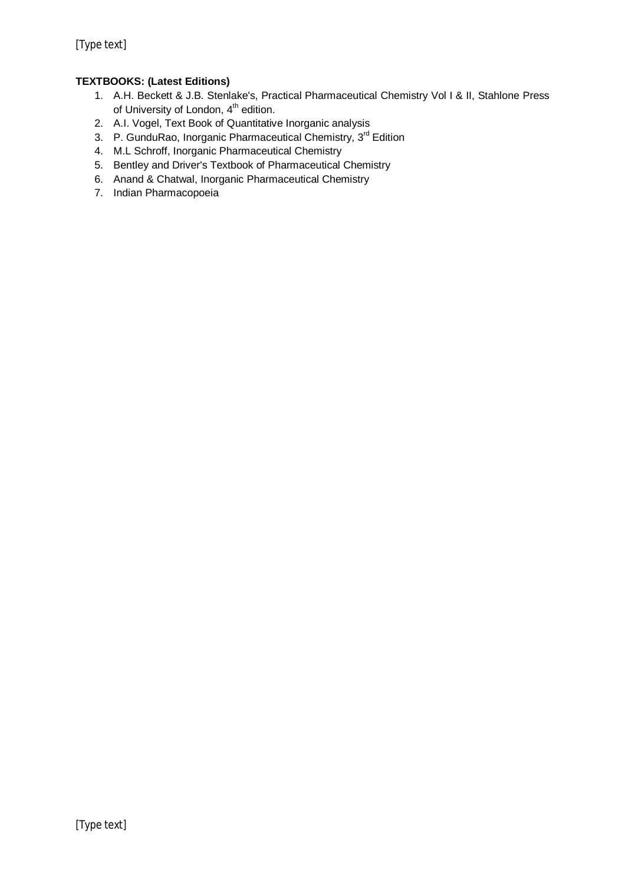**TEXTBOOKS: (Latest Editions)**

1. A.H. Beckett & J.B. Stenlake's, Practical Pharmaceutical Chemistry Vol I & II, Stahlone Press of University of London, $4^{th}$ edition.
2. A.I. Vogel, Text Book of Quantitative Inorganic analysis
3. P. GunduRao, Inorganic Pharmaceutical Chemistry, $3^{rd}$ Edition
4. M.L Schroff, Inorganic Pharmaceutical Chemistry
5. Bentley and Driver's Textbook of Pharmaceutical Chemistry
6. Anand & Chatwal, Inorganic Pharmaceutical Chemistry
7. Indian Pharmacopoeia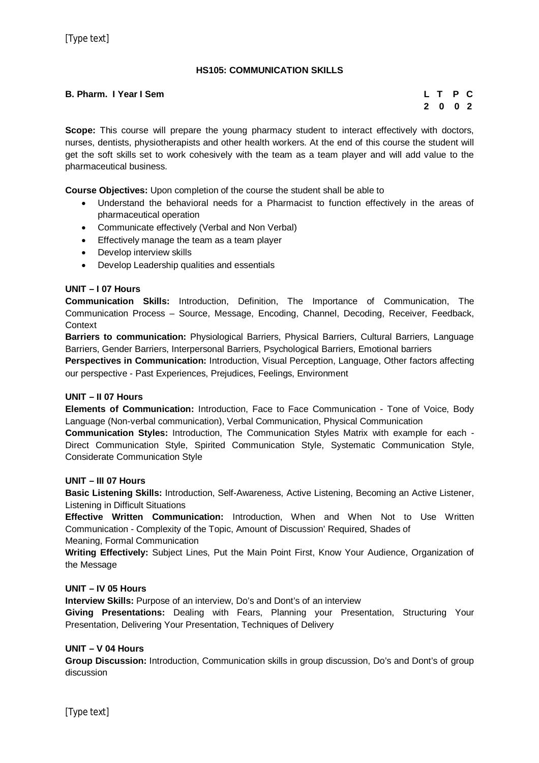## HS105: COMMUNICATION SKILLS

**B. Pharm. I Year I Sem**

| L | T | P | C |
|---|---|---|---|
| 2 | 0 | 0 | 2 |

**Scope:** This course will prepare the young pharmacy student to interact effectively with doctors, nurses, dentists, physiotherapists and other health workers. At the end of this course the student will get the soft skills set to work cohesively with the team as a team player and will add value to the pharmaceutical business.

**Course Objectives:** Upon completion of the course the student shall be able to

- Understand the behavioral needs for a Pharmacist to function effectively in the areas of pharmaceutical operation
- Communicate effectively (Verbal and Non Verbal)
- Effectively manage the team as a team player
- Develop interview skills
- Develop Leadership qualities and essentials

**UNIT – I 07 Hours**

**Communication Skills:** Introduction, Definition, The Importance of Communication, The Communication Process – Source, Message, Encoding, Channel, Decoding, Receiver, Feedback, Context

**Barriers to communication:** Physiological Barriers, Physical Barriers, Cultural Barriers, Language Barriers, Gender Barriers, Interpersonal Barriers, Psychological Barriers, Emotional barriers

**Perspectives in Communication:** Introduction, Visual Perception, Language, Other factors affecting our perspective - Past Experiences, Prejudices, Feelings, Environment

**UNIT – II 07 Hours**

**Elements of Communication:** Introduction, Face to Face Communication - Tone of Voice, Body Language (Non-verbal communication), Verbal Communication, Physical Communication

**Communication Styles:** Introduction, The Communication Styles Matrix with example for each - Direct Communication Style, Spirited Communication Style, Systematic Communication Style, Considerate Communication Style

**UNIT – III 07 Hours**

**Basic Listening Skills:** Introduction, Self-Awareness, Active Listening, Becoming an Active Listener, Listening in Difficult Situations

**Effective Written Communication:** Introduction, When and When Not to Use Written Communication - Complexity of the Topic, Amount of Discussion' Required, Shades of Meaning, Formal Communication

**Writing Effectively:** Subject Lines, Put the Main Point First, Know Your Audience, Organization of the Message

**UNIT – IV 05 Hours**

**Interview Skills:** Purpose of an interview, Do's and Dont's of an interview

**Giving Presentations:** Dealing with Fears, Planning your Presentation, Structuring Your Presentation, Delivering Your Presentation, Techniques of Delivery

**UNIT – V 04 Hours**

**Group Discussion:** Introduction, Communication skills in group discussion, Do's and Dont's of group discussion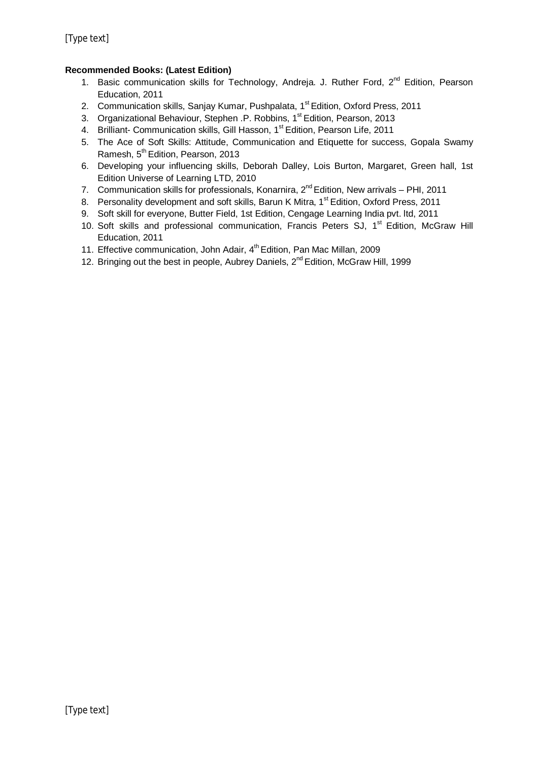**Recommended Books: (Latest Edition)**

1. Basic communication skills for Technology, Andreja. J. Ruther Ford, 2nd Edition, Pearson Education, 2011
2. Communication skills, Sanjay Kumar, Pushpalata, 1st Edition, Oxford Press, 2011
3. Organizational Behaviour, Stephen .P. Robbins, 1st Edition, Pearson, 2013
4. Brilliant- Communication skills, Gill Hasson, 1st Edition, Pearson Life, 2011
5. The Ace of Soft Skills: Attitude, Communication and Etiquette for success, Gopala Swamy Ramesh, 5th Edition, Pearson, 2013
6. Developing your influencing skills, Deborah Dalley, Lois Burton, Margaret, Green hall, 1st Edition Universe of Learning LTD, 2010
7. Communication skills for professionals, Konarnira, 2nd Edition, New arrivals – PHI, 2011
8. Personality development and soft skills, Barun K Mitra, 1st Edition, Oxford Press, 2011
9. Soft skill for everyone, Butter Field, 1st Edition, Cengage Learning India pvt. ltd, 2011
10. Soft skills and professional communication, Francis Peters SJ, 1st Edition, McGraw Hill Education, 2011
11. Effective communication, John Adair, 4th Edition, Pan Mac Millan, 2009
12. Bringing out the best in people, Aubrey Daniels, 2nd Edition, McGraw Hill, 1999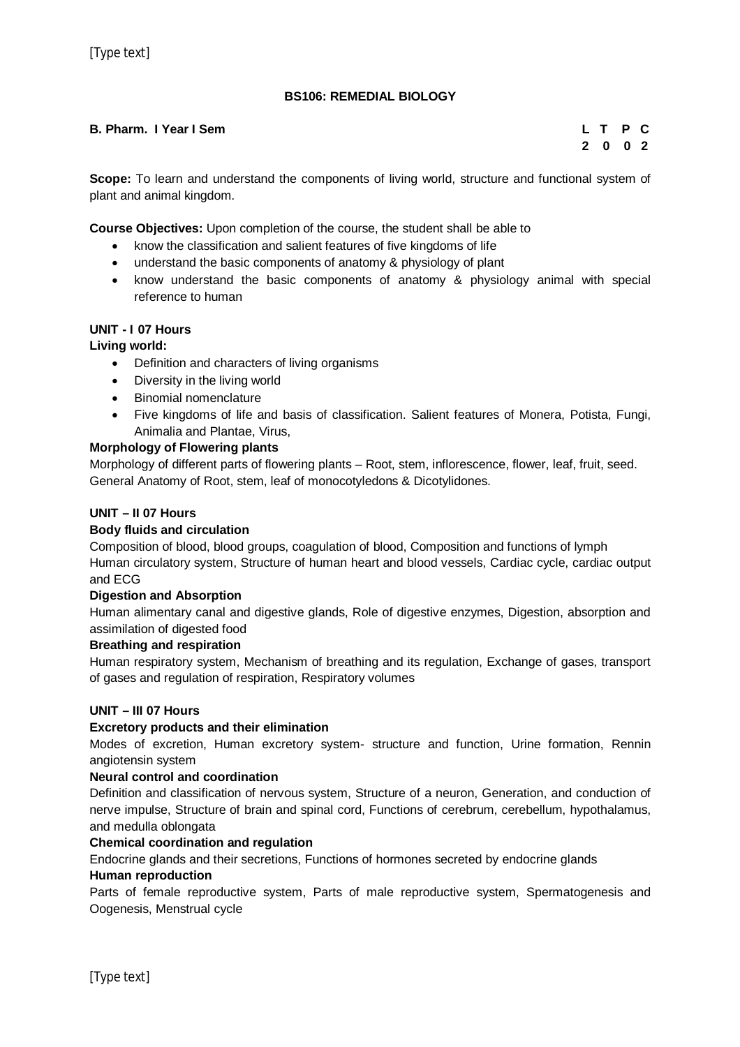## BS106: REMEDIAL BIOLOGY

**B. Pharm. I Year I Sem**

| L | T | P | C |
|---|---|---|---|
| 2 | 0 | 0 | 2 |

**Scope:** To learn and understand the components of living world, structure and functional system of plant and animal kingdom.

**Course Objectives:** Upon completion of the course, the student shall be able to

- know the classification and salient features of five kingdoms of life
- understand the basic components of anatomy & physiology of plant
- know understand the basic components of anatomy & physiology animal with special reference to human

**UNIT - I 07 Hours**

**Living world:**

- Definition and characters of living organisms
- Diversity in the living world
- Binomial nomenclature
- Five kingdoms of life and basis of classification. Salient features of Monera, Potista, Fungi, Animalia and Plantae, Virus,

**Morphology of Flowering plants**

Morphology of different parts of flowering plants – Root, stem, inflorescence, flower, leaf, fruit, seed. General Anatomy of Root, stem, leaf of monocotyledons & Dicotylidones.

**UNIT – II 07 Hours**

**Body fluids and circulation**

Composition of blood, blood groups, coagulation of blood, Composition and functions of lymph Human circulatory system, Structure of human heart and blood vessels, Cardiac cycle, cardiac output and ECG

**Digestion and Absorption**

Human alimentary canal and digestive glands, Role of digestive enzymes, Digestion, absorption and assimilation of digested food

**Breathing and respiration**

Human respiratory system, Mechanism of breathing and its regulation, Exchange of gases, transport of gases and regulation of respiration, Respiratory volumes

**UNIT – III 07 Hours**

**Excretory products and their elimination**

Modes of excretion, Human excretory system- structure and function, Urine formation, Rennin angiotensin system

**Neural control and coordination**

Definition and classification of nervous system, Structure of a neuron, Generation, and conduction of nerve impulse, Structure of brain and spinal cord, Functions of cerebrum, cerebellum, hypothalamus, and medulla oblongata

**Chemical coordination and regulation**

Endocrine glands and their secretions, Functions of hormones secreted by endocrine glands

**Human reproduction**

Parts of female reproductive system, Parts of male reproductive system, Spermatogenesis and Oogenesis, Menstrual cycle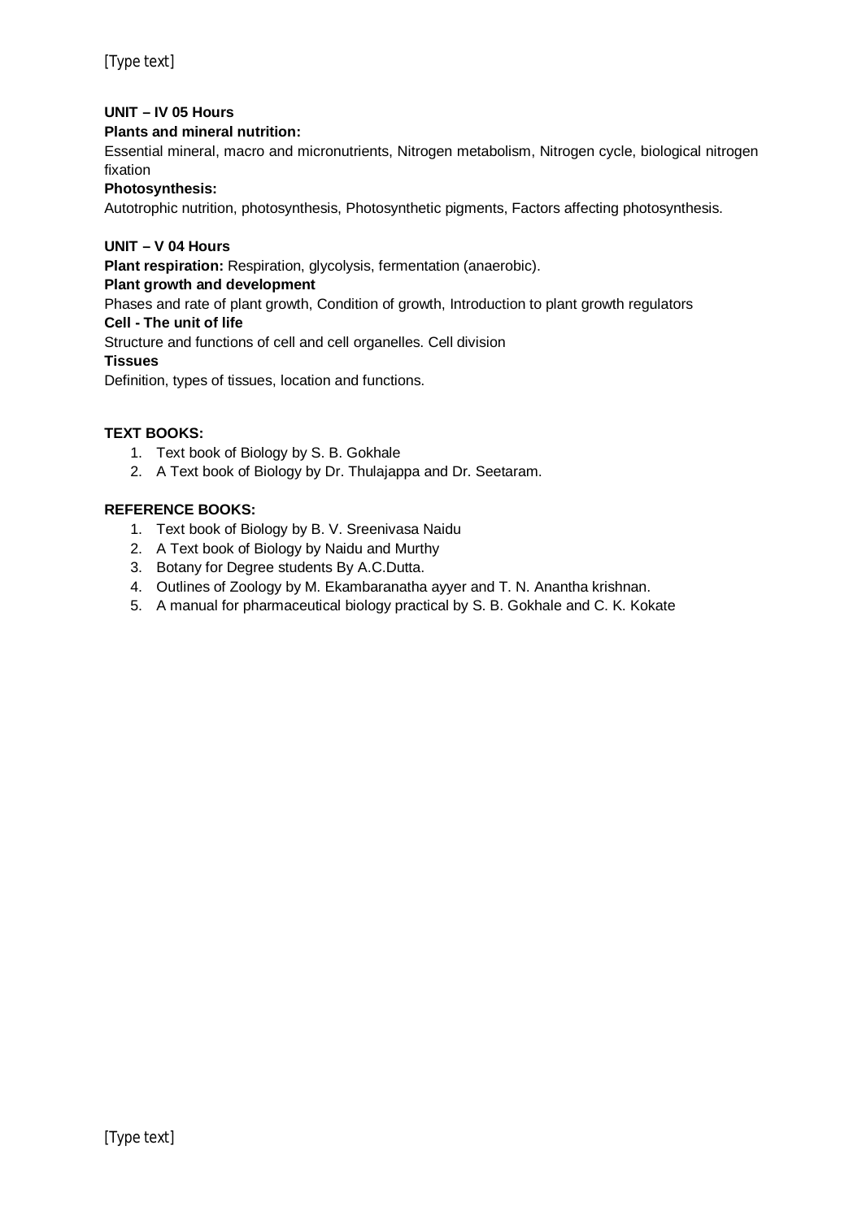**UNIT – IV 05 Hours**

**Plants and mineral nutrition:**

Essential mineral, macro and micronutrients, Nitrogen metabolism, Nitrogen cycle, biological nitrogen fixation

**Photosynthesis:**

Autotrophic nutrition, photosynthesis, Photosynthetic pigments, Factors affecting photosynthesis.

**UNIT – V 04 Hours**

**Plant respiration:** Respiration, glycolysis, fermentation (anaerobic).

**Plant growth and development**

Phases and rate of plant growth, Condition of growth, Introduction to plant growth regulators

**Cell - The unit of life**

Structure and functions of cell and cell organelles. Cell division

**Tissues**

Definition, types of tissues, location and functions.

**TEXT BOOKS:**

1. Text book of Biology by S. B. Gokhale
2. A Text book of Biology by Dr. Thulajappa and Dr. Seetaram.

**REFERENCE BOOKS:**

1. Text book of Biology by B. V. Sreenivasa Naidu
2. A Text book of Biology by Naidu and Murthy
3. Botany for Degree students By A.C.Dutta.
4. Outlines of Zoology by M. Ekambaranatha ayyer and T. N. Anantha krishnan.
5. A manual for pharmaceutical biology practical by S. B. Gokhale and C. K. Kokate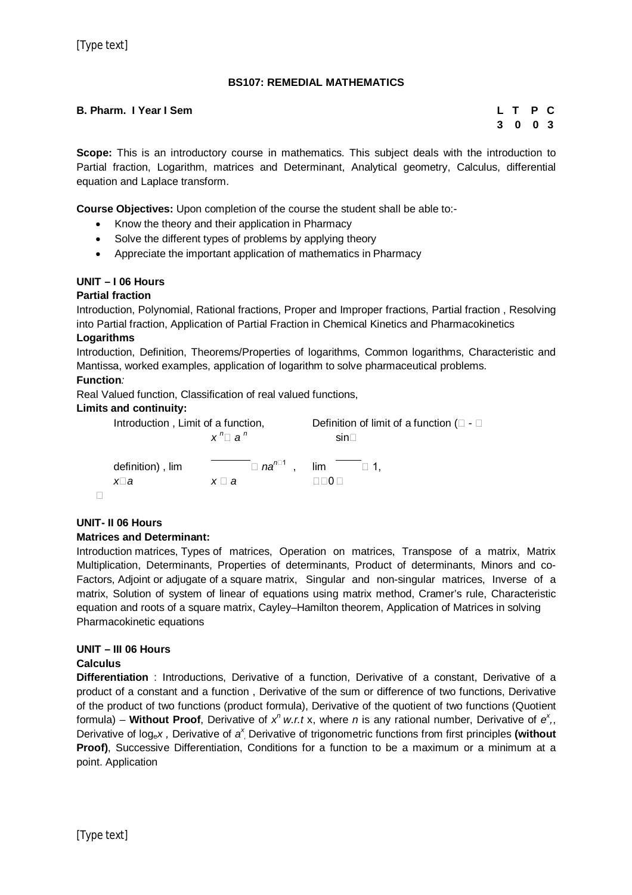# BS107: REMEDIAL MATHEMATICS

**B. Pharm. I Year I Sem**

| L | T | P | C |
|---|---|---|---|
| 3 | 0 | 0 | 3 |

**Scope:** This is an introductory course in mathematics. This subject deals with the introduction to Partial fraction, Logarithm, matrices and Determinant, Analytical geometry, Calculus, differential equation and Laplace transform.

**Course Objectives:** Upon completion of the course the student shall be able to:-

- Know the theory and their application in Pharmacy
- Solve the different types of problems by applying theory
- Appreciate the important application of mathematics in Pharmacy

## UNIT – I 06 Hours

### Partial fraction

Introduction, Polynomial, Rational fractions, Proper and Improper fractions, Partial fraction , Resolving into Partial fraction, Application of Partial Fraction in Chemical Kinetics and Pharmacokinetics

### Logarithms

Introduction, Definition, Theorems/Properties of logarithms, Common logarithms, Characteristic and Mantissa, worked examples, application of logarithm to solve pharmaceutical problems.

### Function:

Real Valued function, Classification of real valued functions,

### Limits and continuity:

Introduction , Limit of a function, Definition of limit of a function ($\epsilon$ - $\delta$ definition) , $\lim_{x \to a} \frac{x^n - a^n}{x - a} = na^{n-1}$ , $\lim_{\theta \to 0} \frac{\sin\theta}{\theta} = 1$,

## UNIT- II 06 Hours

### Matrices and Determinant:

Introduction matrices, Types of matrices, Operation on matrices, Transpose of a matrix, Matrix Multiplication, Determinants, Properties of determinants, Product of determinants, Minors and co-Factors, Adjoint or adjugate of a square matrix, Singular and non-singular matrices, Inverse of a matrix, Solution of system of linear of equations using matrix method, Cramer's rule, Characteristic equation and roots of a square matrix, Cayley–Hamilton theorem, Application of Matrices in solving Pharmacokinetic equations

## UNIT – III 06 Hours

### Calculus

**Differentiation** : Introductions, Derivative of a function, Derivative of a constant, Derivative of a product of a constant and a function , Derivative of the sum or difference of two functions, Derivative of the product of two functions (product formula), Derivative of the quotient of two functions (Quotient formula) – **Without Proof**, Derivative of $x^n$ *w.r.t* x, where *n* is any rational number, Derivative of $e^x$,, Derivative of $\log_e x$ , Derivative of $a^x$, Derivative of trigonometric functions from first principles **(without Proof)**, Successive Differentiation, Conditions for a function to be a maximum or a minimum at a point. Application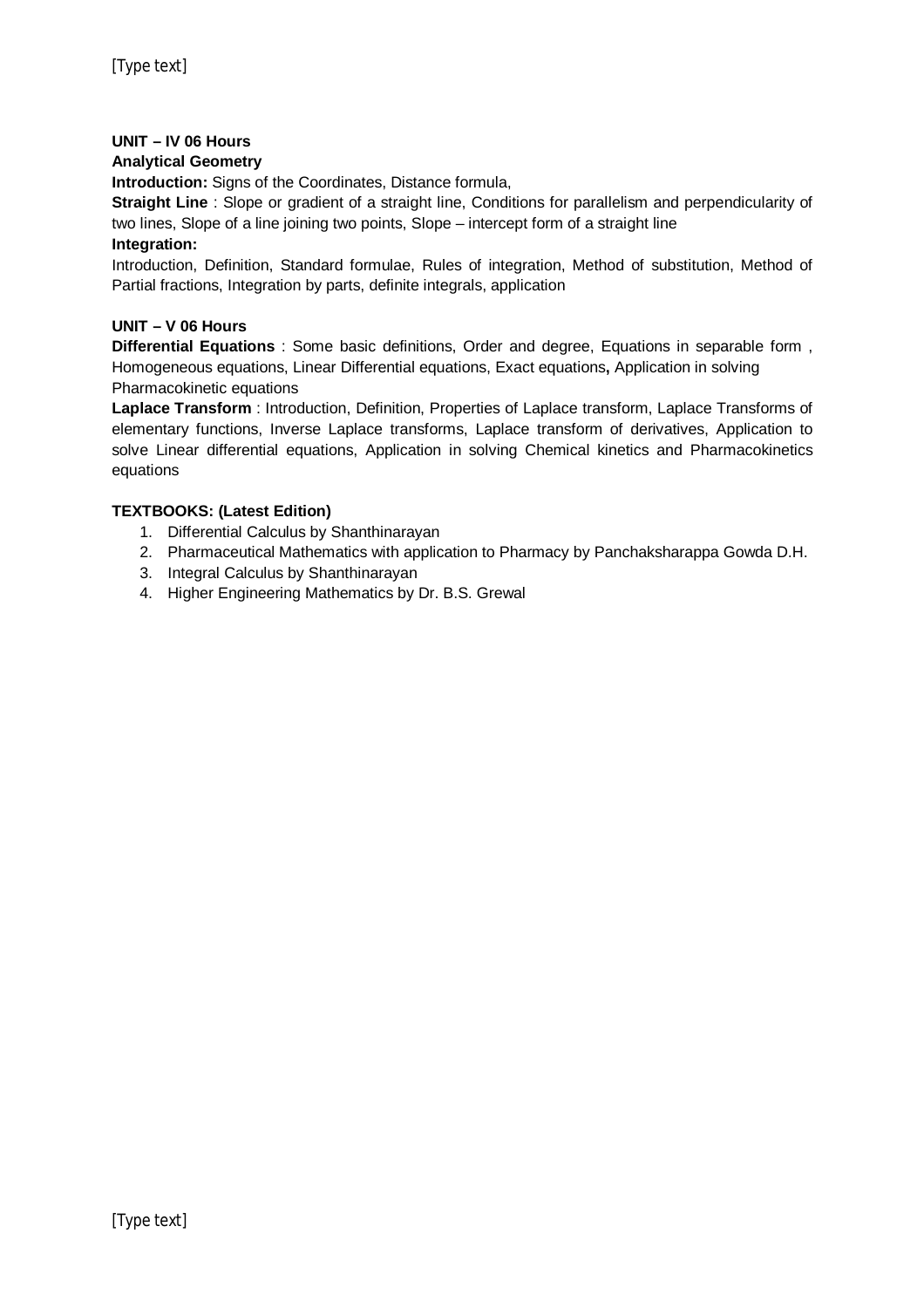**UNIT – IV 06 Hours**

**Analytical Geometry**

**Introduction:** Signs of the Coordinates, Distance formula,

**Straight Line** : Slope or gradient of a straight line, Conditions for parallelism and perpendicularity of two lines, Slope of a line joining two points, Slope – intercept form of a straight line

**Integration:**

Introduction, Definition, Standard formulae, Rules of integration, Method of substitution, Method of Partial fractions, Integration by parts, definite integrals, application

**UNIT – V 06 Hours**

**Differential Equations** : Some basic definitions, Order and degree, Equations in separable form , Homogeneous equations, Linear Differential equations, Exact equations**,** Application in solving Pharmacokinetic equations

**Laplace Transform** : Introduction, Definition, Properties of Laplace transform, Laplace Transforms of elementary functions, Inverse Laplace transforms, Laplace transform of derivatives, Application to solve Linear differential equations, Application in solving Chemical kinetics and Pharmacokinetics equations

**TEXTBOOKS: (Latest Edition)**

1. Differential Calculus by Shanthinarayan
2. Pharmaceutical Mathematics with application to Pharmacy by Panchaksharappa Gowda D.H.
3. Integral Calculus by Shanthinarayan
4. Higher Engineering Mathematics by Dr. B.S. Grewal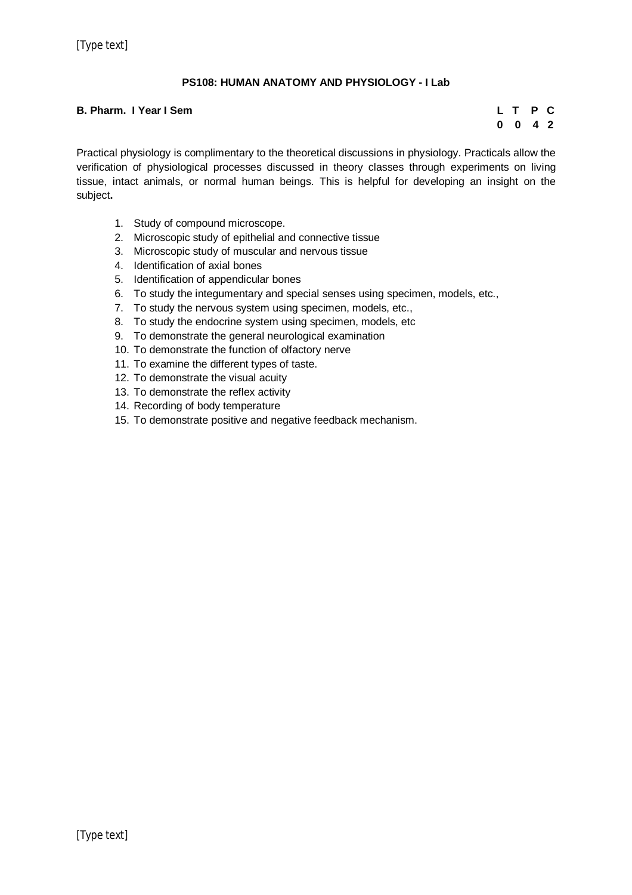## PS108: HUMAN ANATOMY AND PHYSIOLOGY - I Lab

**B. Pharm. I Year I Sem**

| L | T | P | C |
|---|---|---|---|
| 0 | 0 | 4 | 2 |

Practical physiology is complimentary to the theoretical discussions in physiology. Practicals allow the verification of physiological processes discussed in theory classes through experiments on living tissue, intact animals, or normal human beings. This is helpful for developing an insight on the subject**.**

1. Study of compound microscope.
2. Microscopic study of epithelial and connective tissue
3. Microscopic study of muscular and nervous tissue
4. Identification of axial bones
5. Identification of appendicular bones
6. To study the integumentary and special senses using specimen, models, etc.,
7. To study the nervous system using specimen, models, etc.,
8. To study the endocrine system using specimen, models, etc
9. To demonstrate the general neurological examination
10. To demonstrate the function of olfactory nerve
11. To examine the different types of taste.
12. To demonstrate the visual acuity
13. To demonstrate the reflex activity
14. Recording of body temperature
15. To demonstrate positive and negative feedback mechanism.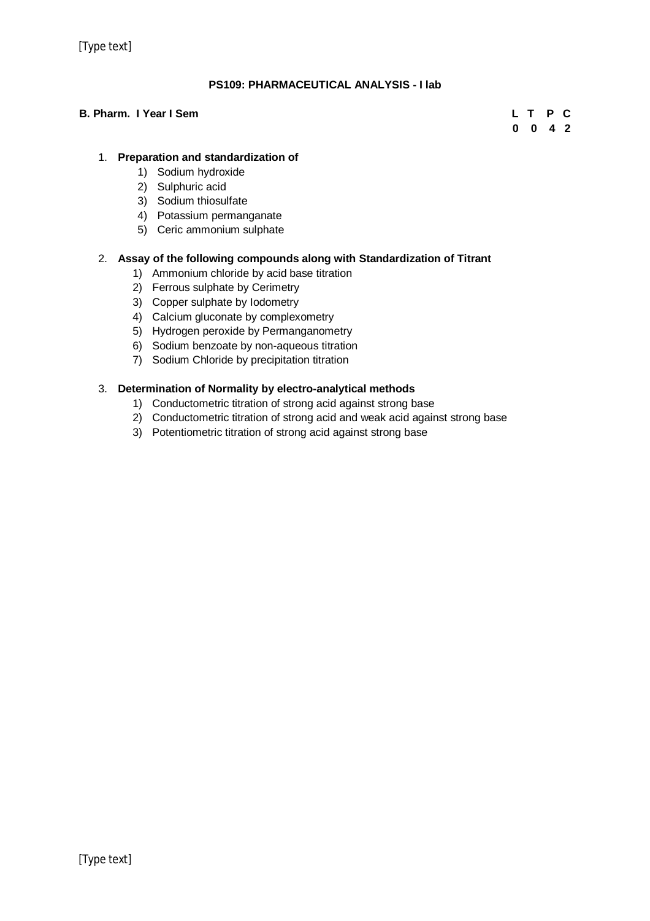## PS109: PHARMACEUTICAL ANALYSIS - I lab

**B. Pharm. I Year I Sem**

| L | T | P | C |
|---|---|---|---|
| 0 | 0 | 4 | 2 |

1. **Preparation and standardization of**
   1) Sodium hydroxide
   2) Sulphuric acid
   3) Sodium thiosulfate
   4) Potassium permanganate
   5) Ceric ammonium sulphate

2. **Assay of the following compounds along with Standardization of Titrant**
   1) Ammonium chloride by acid base titration
   2) Ferrous sulphate by Cerimetry
   3) Copper sulphate by Iodometry
   4) Calcium gluconate by complexometry
   5) Hydrogen peroxide by Permanganometry
   6) Sodium benzoate by non-aqueous titration
   7) Sodium Chloride by precipitation titration

3. **Determination of Normality by electro-analytical methods**
   1) Conductometric titration of strong acid against strong base
   2) Conductometric titration of strong acid and weak acid against strong base
   3) Potentiometric titration of strong acid against strong base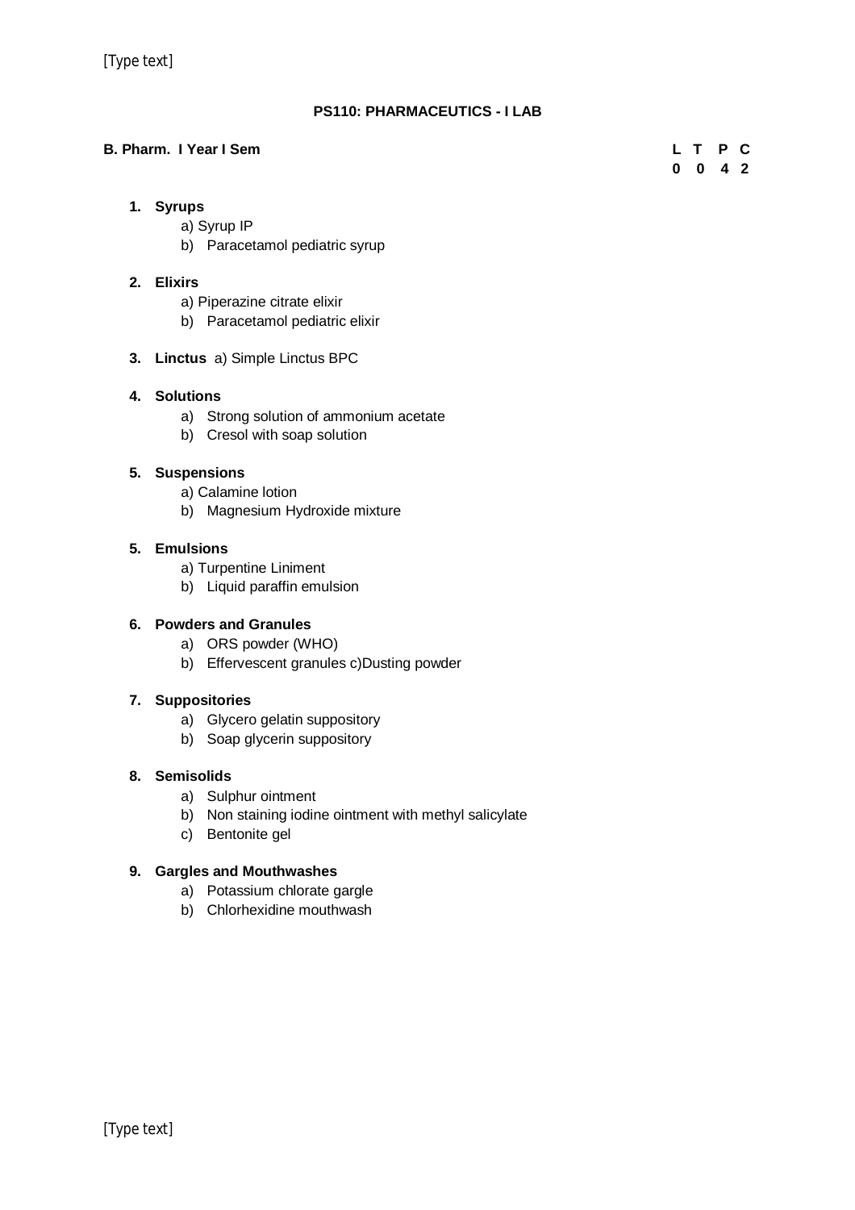## PS110: PHARMACEUTICS - I LAB

**B. Pharm. I Year I Sem**

| L | T | P | C |
|---|---|---|---|
| 0 | 0 | 4 | 2 |

1. **Syrups**
    - a) Syrup IP
    - b) Paracetamol pediatric syrup

2. **Elixirs**
    - a) Piperazine citrate elixir
    - b) Paracetamol pediatric elixir

3. **Linctus** a) Simple Linctus BPC

4. **Solutions**
    - a) Strong solution of ammonium acetate
    - b) Cresol with soap solution

5. **Suspensions**
    - a) Calamine lotion
    - b) Magnesium Hydroxide mixture

5. **Emulsions**
    - a) Turpentine Liniment
    - b) Liquid paraffin emulsion

6. **Powders and Granules**
    - a) ORS powder (WHO)
    - b) Effervescent granules c)Dusting powder

7. **Suppositories**
    - a) Glycero gelatin suppository
    - b) Soap glycerin suppository

8. **Semisolids**
    - a) Sulphur ointment
    - b) Non staining iodine ointment with methyl salicylate
    - c) Bentonite gel

9. **Gargles and Mouthwashes**
    - a) Potassium chlorate gargle
    - b) Chlorhexidine mouthwash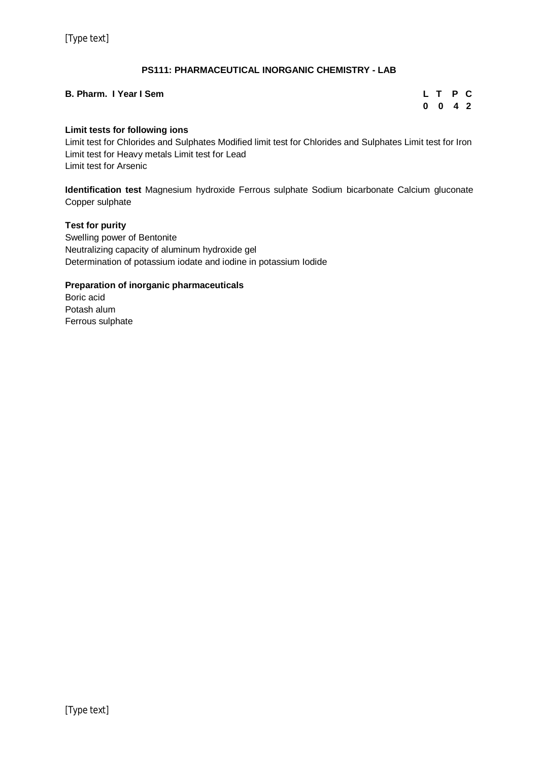## PS111: PHARMACEUTICAL INORGANIC CHEMISTRY - LAB

**B. Pharm. I Year I Sem**

| L | T | P | C |
|---|---|---|---|
| 0 | 0 | 4 | 2 |

**Limit tests for following ions**

Limit test for Chlorides and Sulphates Modified limit test for Chlorides and Sulphates Limit test for Iron Limit test for Heavy metals Limit test for Lead
Limit test for Arsenic

**Identification test** Magnesium hydroxide Ferrous sulphate Sodium bicarbonate Calcium gluconate Copper sulphate

**Test for purity**

Swelling power of Bentonite
Neutralizing capacity of aluminum hydroxide gel
Determination of potassium iodate and iodine in potassium Iodide

**Preparation of inorganic pharmaceuticals**

Boric acid
Potash alum
Ferrous sulphate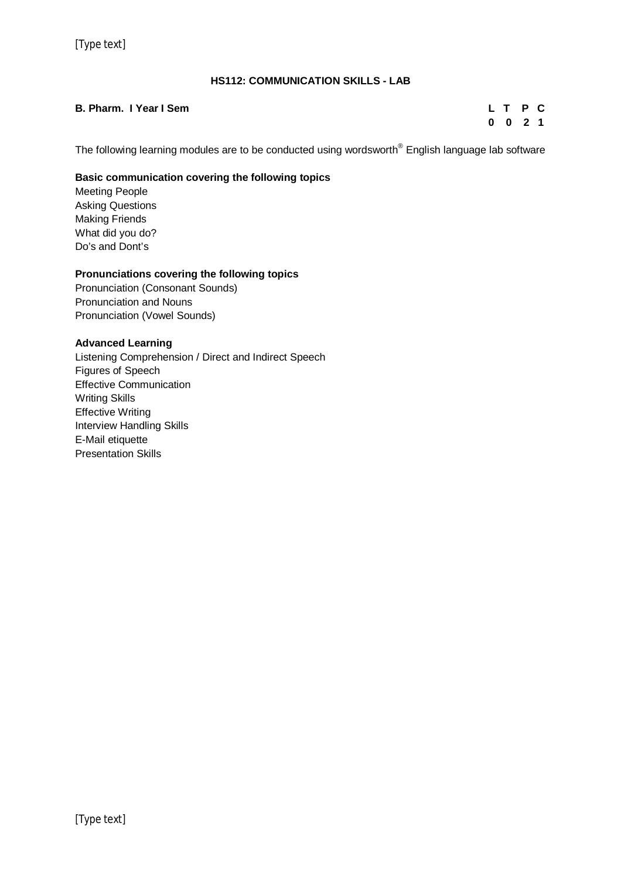## HS112: COMMUNICATION SKILLS - LAB

**B. Pharm. I Year I Sem**

| L | T | P | C |
|---|---|---|---|
| 0 | 0 | 2 | 1 |

The following learning modules are to be conducted using wordsworth® English language lab software

**Basic communication covering the following topics**

Meeting People
Asking Questions
Making Friends
What did you do?
Do's and Dont's

**Pronunciations covering the following topics**

Pronunciation (Consonant Sounds)
Pronunciation and Nouns
Pronunciation (Vowel Sounds)

**Advanced Learning**

Listening Comprehension / Direct and Indirect Speech
Figures of Speech
Effective Communication
Writing Skills
Effective Writing
Interview Handling Skills
E-Mail etiquette
Presentation Skills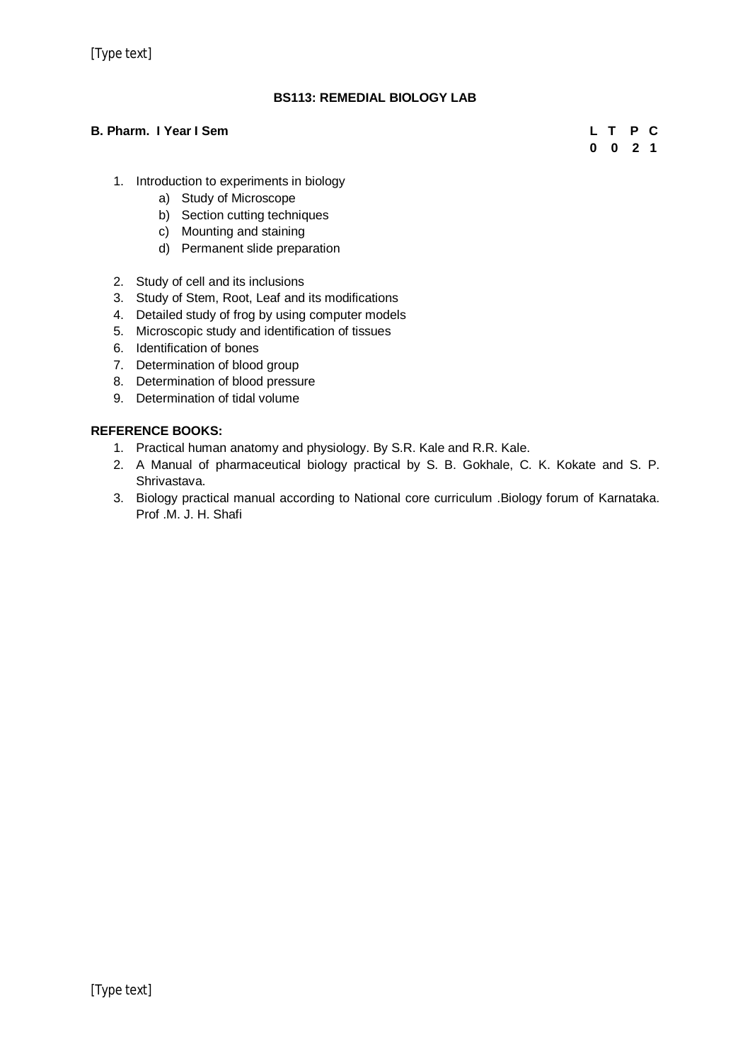## BS113: REMEDIAL BIOLOGY LAB

**B. Pharm. I Year I Sem**

| L | T | P | C |
|---|---|---|---|
| 0 | 0 | 2 | 1 |

1. Introduction to experiments in biology
   a) Study of Microscope
   b) Section cutting techniques
   c) Mounting and staining
   d) Permanent slide preparation

2. Study of cell and its inclusions
3. Study of Stem, Root, Leaf and its modifications
4. Detailed study of frog by using computer models
5. Microscopic study and identification of tissues
6. Identification of bones
7. Determination of blood group
8. Determination of blood pressure
9. Determination of tidal volume

**REFERENCE BOOKS:**

1. Practical human anatomy and physiology. By S.R. Kale and R.R. Kale.
2. A Manual of pharmaceutical biology practical by S. B. Gokhale, C. K. Kokate and S. P. Shrivastava.
3. Biology practical manual according to National core curriculum .Biology forum of Karnataka. Prof .M. J. H. Shafi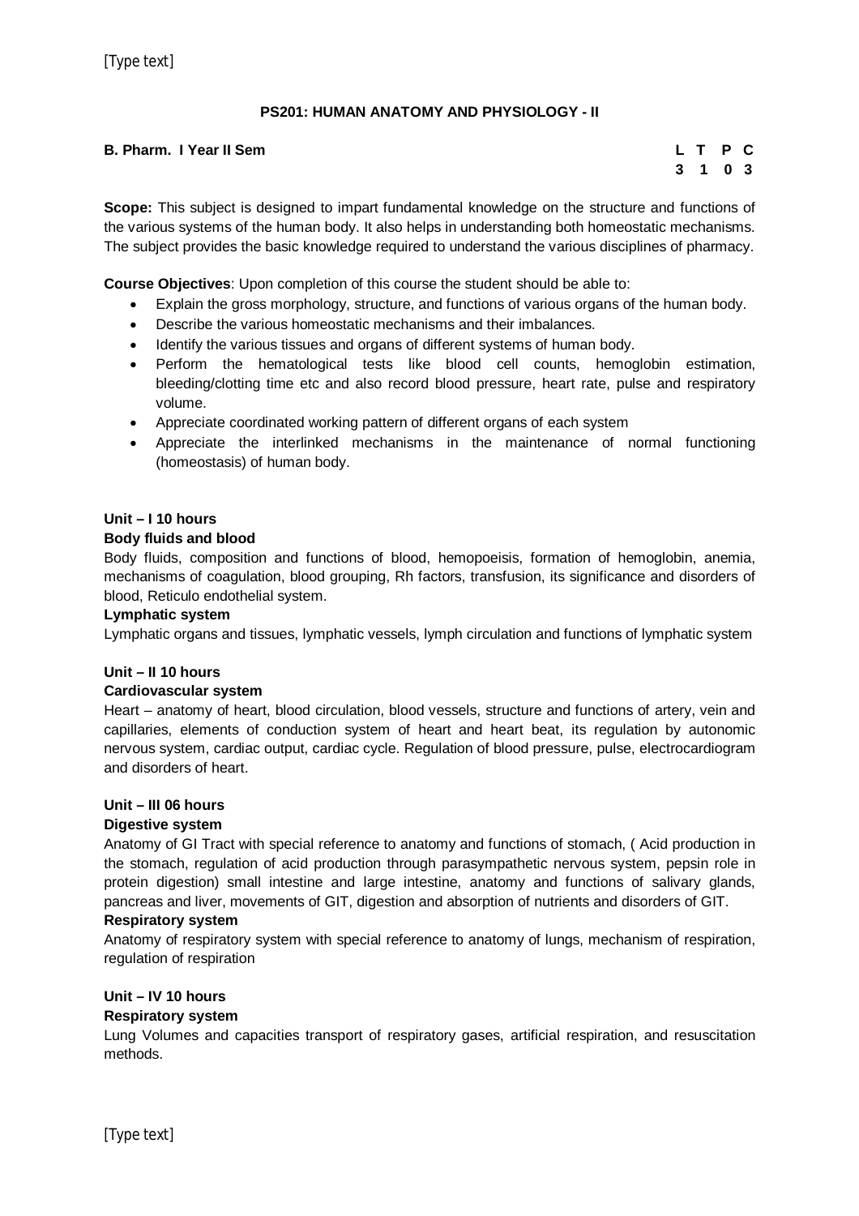### PS201: HUMAN ANATOMY AND PHYSIOLOGY - II

**B. Pharm. I Year II Sem**

| L | T | P | C |
|---|---|---|---|
| 3 | 1 | 0 | 3 |

**Scope:** This subject is designed to impart fundamental knowledge on the structure and functions of the various systems of the human body. It also helps in understanding both homeostatic mechanisms. The subject provides the basic knowledge required to understand the various disciplines of pharmacy.

**Course Objectives**: Upon completion of this course the student should be able to:

- Explain the gross morphology, structure, and functions of various organs of the human body.
- Describe the various homeostatic mechanisms and their imbalances.
- Identify the various tissues and organs of different systems of human body.
- Perform the hematological tests like blood cell counts, hemoglobin estimation, bleeding/clotting time etc and also record blood pressure, heart rate, pulse and respiratory volume.
- Appreciate coordinated working pattern of different organs of each system
- Appreciate the interlinked mechanisms in the maintenance of normal functioning (homeostasis) of human body.

**Unit – I 10 hours**

**Body fluids and blood**

Body fluids, composition and functions of blood, hemopoeisis, formation of hemoglobin, anemia, mechanisms of coagulation, blood grouping, Rh factors, transfusion, its significance and disorders of blood, Reticulo endothelial system.

**Lymphatic system**

Lymphatic organs and tissues, lymphatic vessels, lymph circulation and functions of lymphatic system

**Unit – II 10 hours**

**Cardiovascular system**

Heart – anatomy of heart, blood circulation, blood vessels, structure and functions of artery, vein and capillaries, elements of conduction system of heart and heart beat, its regulation by autonomic nervous system, cardiac output, cardiac cycle. Regulation of blood pressure, pulse, electrocardiogram and disorders of heart.

**Unit – III 06 hours**

**Digestive system**

Anatomy of GI Tract with special reference to anatomy and functions of stomach, ( Acid production in the stomach, regulation of acid production through parasympathetic nervous system, pepsin role in protein digestion) small intestine and large intestine, anatomy and functions of salivary glands, pancreas and liver, movements of GIT, digestion and absorption of nutrients and disorders of GIT.

**Respiratory system**

Anatomy of respiratory system with special reference to anatomy of lungs, mechanism of respiration, regulation of respiration

**Unit – IV 10 hours**

**Respiratory system**

Lung Volumes and capacities transport of respiratory gases, artificial respiration, and resuscitation methods.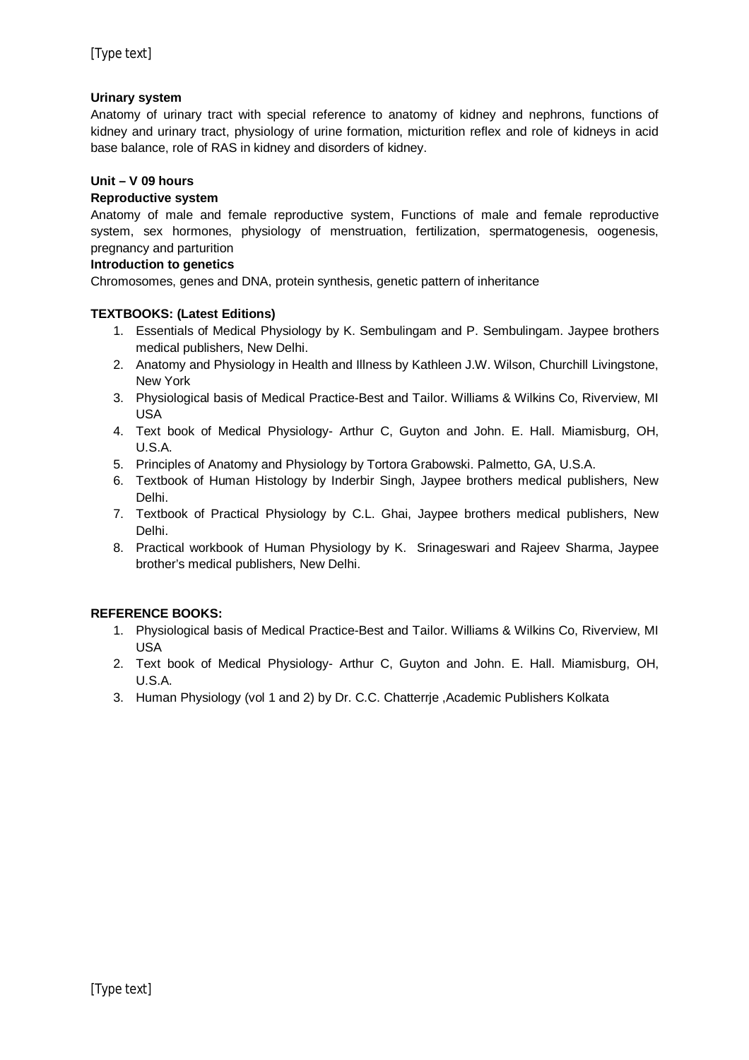**Urinary system**

Anatomy of urinary tract with special reference to anatomy of kidney and nephrons, functions of kidney and urinary tract, physiology of urine formation, micturition reflex and role of kidneys in acid base balance, role of RAS in kidney and disorders of kidney.

**Unit – V 09 hours**

**Reproductive system**

Anatomy of male and female reproductive system, Functions of male and female reproductive system, sex hormones, physiology of menstruation, fertilization, spermatogenesis, oogenesis, pregnancy and parturition

**Introduction to genetics**

Chromosomes, genes and DNA, protein synthesis, genetic pattern of inheritance

**TEXTBOOKS: (Latest Editions)**

1. Essentials of Medical Physiology by K. Sembulingam and P. Sembulingam. Jaypee brothers medical publishers, New Delhi.
2. Anatomy and Physiology in Health and Illness by Kathleen J.W. Wilson, Churchill Livingstone, New York
3. Physiological basis of Medical Practice-Best and Tailor. Williams & Wilkins Co, Riverview, MI USA
4. Text book of Medical Physiology- Arthur C, Guyton and John. E. Hall. Miamisburg, OH, U.S.A.
5. Principles of Anatomy and Physiology by Tortora Grabowski. Palmetto, GA, U.S.A.
6. Textbook of Human Histology by Inderbir Singh, Jaypee brothers medical publishers, New Delhi.
7. Textbook of Practical Physiology by C.L. Ghai, Jaypee brothers medical publishers, New Delhi.
8. Practical workbook of Human Physiology by K. Srinageswari and Rajeev Sharma, Jaypee brother's medical publishers, New Delhi.

**REFERENCE BOOKS:**

1. Physiological basis of Medical Practice-Best and Tailor. Williams & Wilkins Co, Riverview, MI USA
2. Text book of Medical Physiology- Arthur C, Guyton and John. E. Hall. Miamisburg, OH, U.S.A.
3. Human Physiology (vol 1 and 2) by Dr. C.C. Chatterrje ,Academic Publishers Kolkata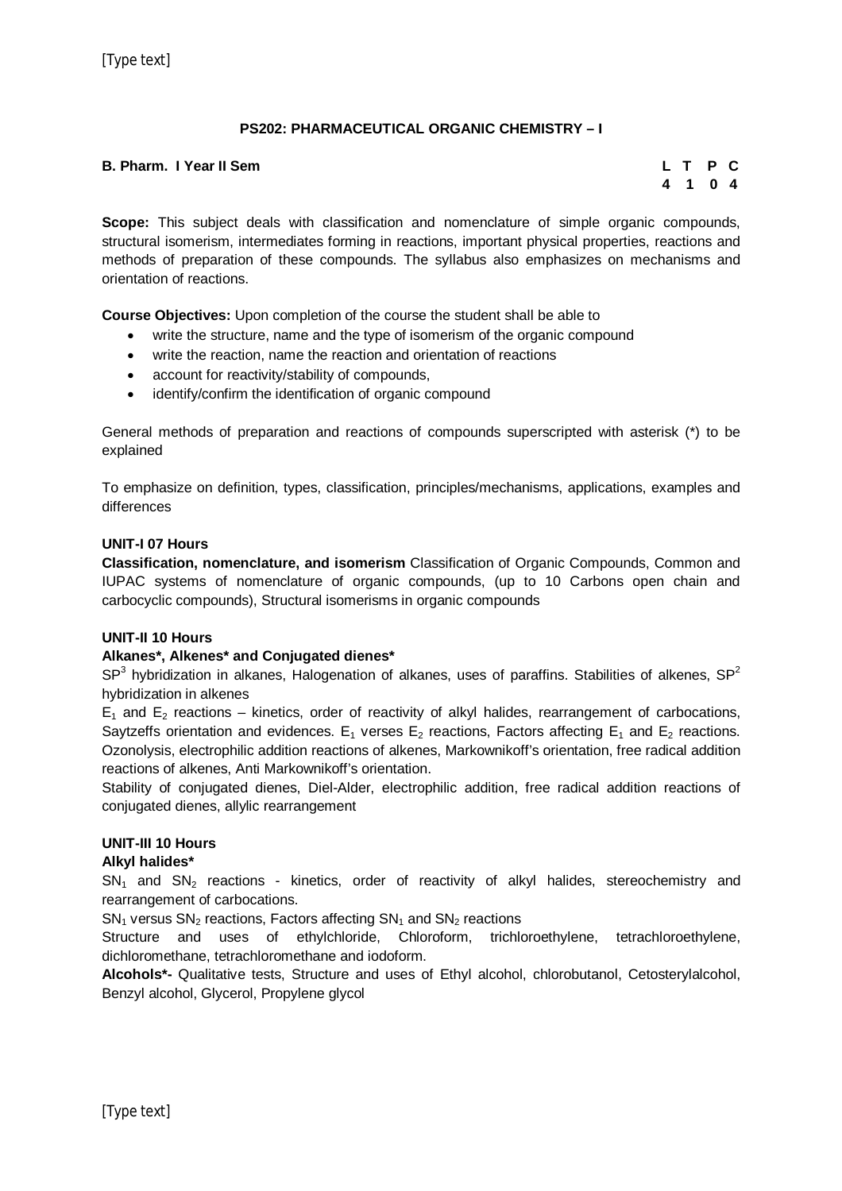## PS202: PHARMACEUTICAL ORGANIC CHEMISTRY – I

**B. Pharm. I Year II Sem**

| L | T | P | C |
|---|---|---|---|
| 4 | 1 | 0 | 4 |

**Scope:** This subject deals with classification and nomenclature of simple organic compounds, structural isomerism, intermediates forming in reactions, important physical properties, reactions and methods of preparation of these compounds. The syllabus also emphasizes on mechanisms and orientation of reactions.

**Course Objectives:** Upon completion of the course the student shall be able to

- write the structure, name and the type of isomerism of the organic compound
- write the reaction, name the reaction and orientation of reactions
- account for reactivity/stability of compounds,
- identify/confirm the identification of organic compound

General methods of preparation and reactions of compounds superscripted with asterisk (*) to be explained

To emphasize on definition, types, classification, principles/mechanisms, applications, examples and differences

**UNIT-I 07 Hours**

**Classification, nomenclature, and isomerism** Classification of Organic Compounds, Common and IUPAC systems of nomenclature of organic compounds, (up to 10 Carbons open chain and carbocyclic compounds), Structural isomerisms in organic compounds

**UNIT-II 10 Hours**

**Alkanes*, Alkenes* and Conjugated dienes***

$SP^3$ hybridization in alkanes, Halogenation of alkanes, uses of paraffins. Stabilities of alkenes, $SP^2$ hybridization in alkenes

$E_1$ and $E_2$ reactions – kinetics, order of reactivity of alkyl halides, rearrangement of carbocations, Saytzeffs orientation and evidences. $E_1$ verses $E_2$ reactions, Factors affecting $E_1$ and $E_2$ reactions. Ozonolysis, electrophilic addition reactions of alkenes, Markownikoff's orientation, free radical addition reactions of alkenes, Anti Markownikoff's orientation.

Stability of conjugated dienes, Diel-Alder, electrophilic addition, free radical addition reactions of conjugated dienes, allylic rearrangement

**UNIT-III 10 Hours**

**Alkyl halides***

$SN_1$ and $SN_2$ reactions - kinetics, order of reactivity of alkyl halides, stereochemistry and rearrangement of carbocations.

$SN_1$ versus $SN_2$ reactions, Factors affecting $SN_1$ and $SN_2$ reactions

Structure and uses of ethylchloride, Chloroform, trichloroethylene, tetrachloroethylene, dichloromethane, tetrachloromethane and iodoform.

**Alcohols*-** Qualitative tests, Structure and uses of Ethyl alcohol, chlorobutanol, Cetosterylalcohol, Benzyl alcohol, Glycerol, Propylene glycol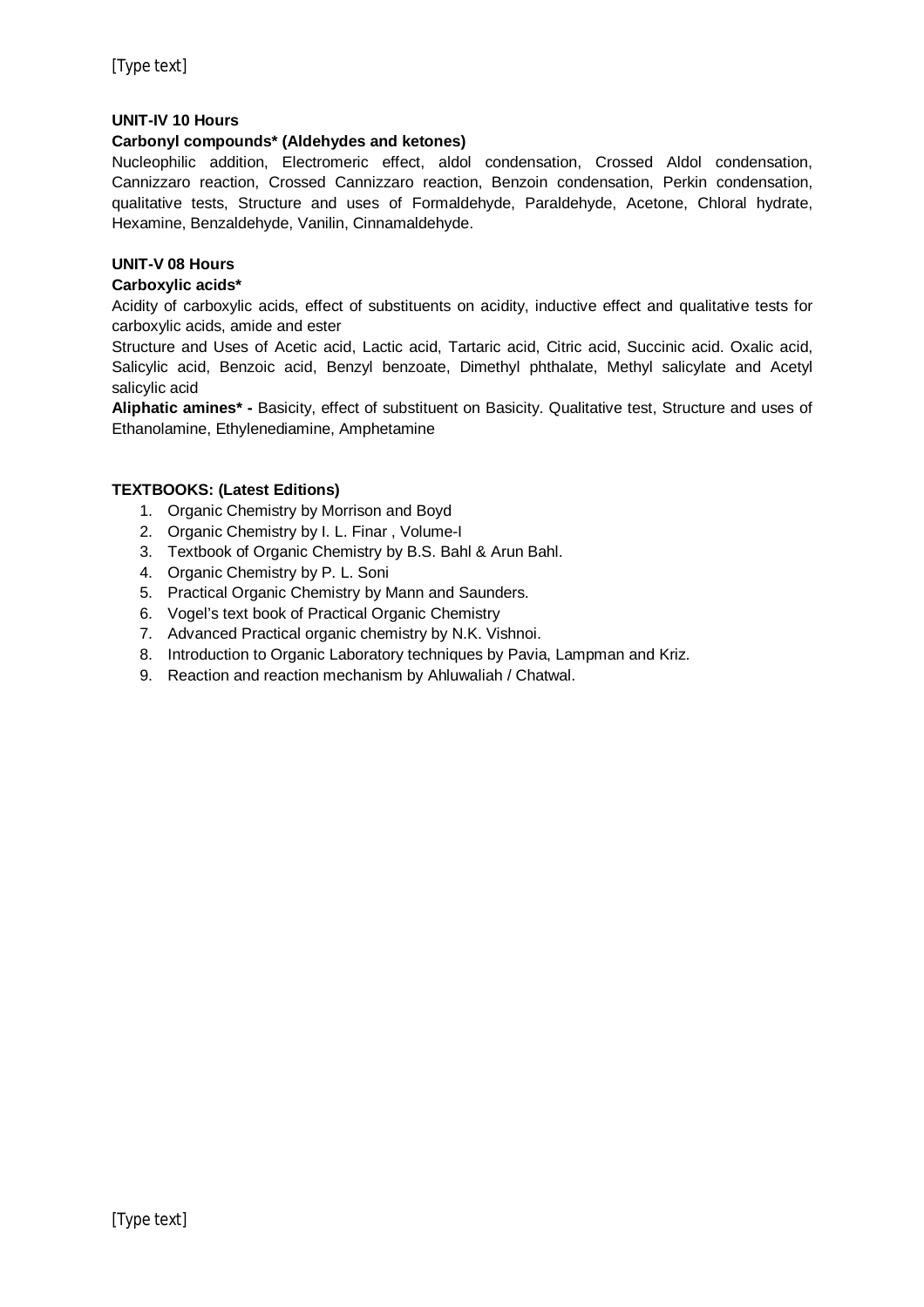**UNIT-IV 10 Hours**

**Carbonyl compounds* (Aldehydes and ketones)**

Nucleophilic addition, Electromeric effect, aldol condensation, Crossed Aldol condensation, Cannizzaro reaction, Crossed Cannizzaro reaction, Benzoin condensation, Perkin condensation, qualitative tests, Structure and uses of Formaldehyde, Paraldehyde, Acetone, Chloral hydrate, Hexamine, Benzaldehyde, Vanilin, Cinnamaldehyde.

**UNIT-V 08 Hours**

**Carboxylic acids***

Acidity of carboxylic acids, effect of substituents on acidity, inductive effect and qualitative tests for carboxylic acids, amide and ester

Structure and Uses of Acetic acid, Lactic acid, Tartaric acid, Citric acid, Succinic acid. Oxalic acid, Salicylic acid, Benzoic acid, Benzyl benzoate, Dimethyl phthalate, Methyl salicylate and Acetyl salicylic acid

**Aliphatic amines* -** Basicity, effect of substituent on Basicity. Qualitative test, Structure and uses of Ethanolamine, Ethylenediamine, Amphetamine

**TEXTBOOKS: (Latest Editions)**

1. Organic Chemistry by Morrison and Boyd
2. Organic Chemistry by I. L. Finar , Volume-I
3. Textbook of Organic Chemistry by B.S. Bahl & Arun Bahl.
4. Organic Chemistry by P. L. Soni
5. Practical Organic Chemistry by Mann and Saunders.
6. Vogel's text book of Practical Organic Chemistry
7. Advanced Practical organic chemistry by N.K. Vishnoi.
8. Introduction to Organic Laboratory techniques by Pavia, Lampman and Kriz.
9. Reaction and reaction mechanism by Ahluwaliah / Chatwal.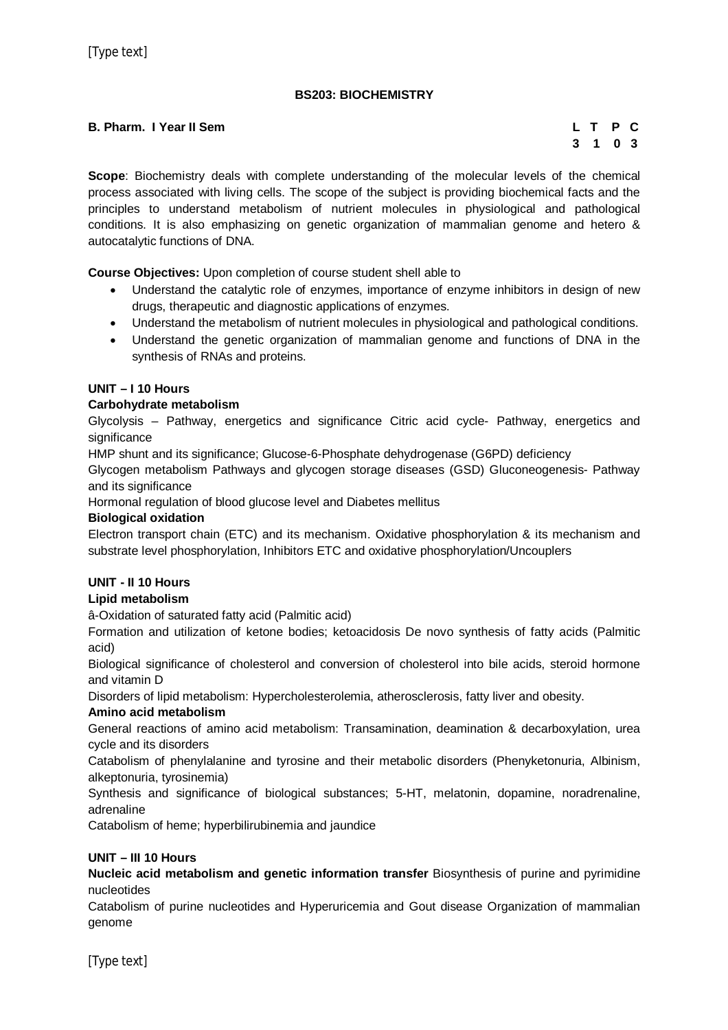## BS203: BIOCHEMISTRY

**B. Pharm. I Year II Sem**

| L | T | P | C |
|---|---|---|---|
| 3 | 1 | 0 | 3 |

**Scope**: Biochemistry deals with complete understanding of the molecular levels of the chemical process associated with living cells. The scope of the subject is providing biochemical facts and the principles to understand metabolism of nutrient molecules in physiological and pathological conditions. It is also emphasizing on genetic organization of mammalian genome and hetero & autocatalytic functions of DNA.

**Course Objectives:** Upon completion of course student shell able to

- Understand the catalytic role of enzymes, importance of enzyme inhibitors in design of new drugs, therapeutic and diagnostic applications of enzymes.
- Understand the metabolism of nutrient molecules in physiological and pathological conditions.
- Understand the genetic organization of mammalian genome and functions of DNA in the synthesis of RNAs and proteins.

### UNIT – I 10 Hours

**Carbohydrate metabolism**

Glycolysis – Pathway, energetics and significance Citric acid cycle- Pathway, energetics and significance

HMP shunt and its significance; Glucose-6-Phosphate dehydrogenase (G6PD) deficiency

Glycogen metabolism Pathways and glycogen storage diseases (GSD) Gluconeogenesis- Pathway and its significance

Hormonal regulation of blood glucose level and Diabetes mellitus

**Biological oxidation**

Electron transport chain (ETC) and its mechanism. Oxidative phosphorylation & its mechanism and substrate level phosphorylation, Inhibitors ETC and oxidative phosphorylation/Uncouplers

### UNIT - II 10 Hours

**Lipid metabolism**

â-Oxidation of saturated fatty acid (Palmitic acid)

Formation and utilization of ketone bodies; ketoacidosis De novo synthesis of fatty acids (Palmitic acid)

Biological significance of cholesterol and conversion of cholesterol into bile acids, steroid hormone and vitamin D

Disorders of lipid metabolism: Hypercholesterolemia, atherosclerosis, fatty liver and obesity.

**Amino acid metabolism**

General reactions of amino acid metabolism: Transamination, deamination & decarboxylation, urea cycle and its disorders

Catabolism of phenylalanine and tyrosine and their metabolic disorders (Phenyketonuria, Albinism, alkeptonuria, tyrosinemia)

Synthesis and significance of biological substances; 5-HT, melatonin, dopamine, noradrenaline, adrenaline

Catabolism of heme; hyperbilirubinemia and jaundice

### UNIT – III 10 Hours

**Nucleic acid metabolism and genetic information transfer** Biosynthesis of purine and pyrimidine nucleotides

Catabolism of purine nucleotides and Hyperuricemia and Gout disease Organization of mammalian genome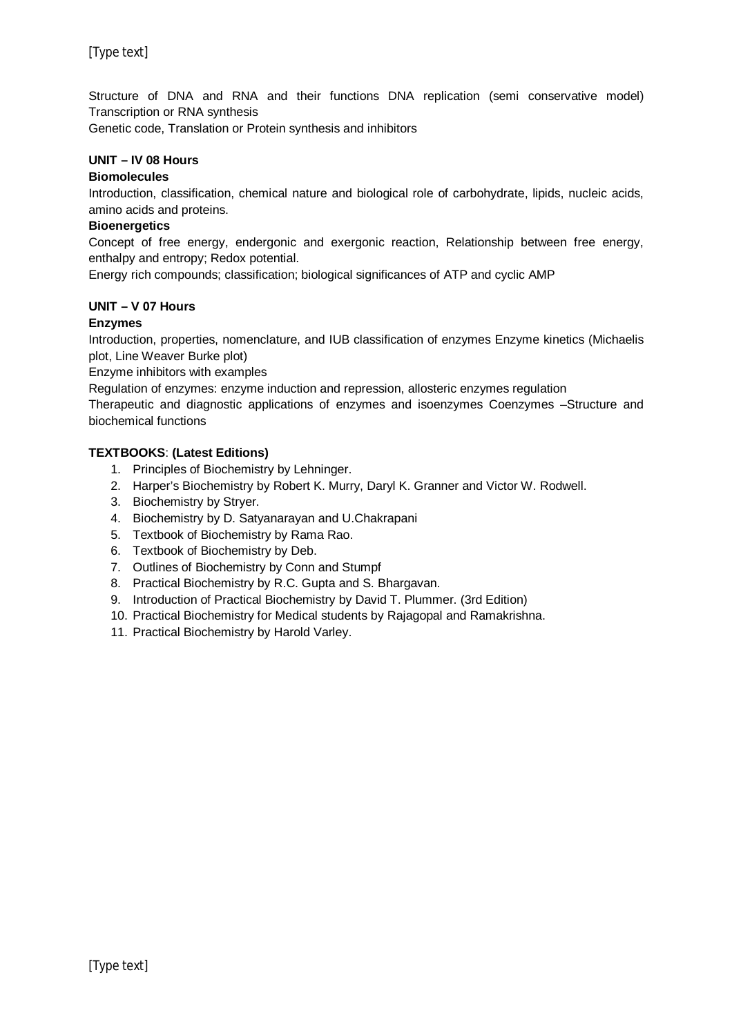Structure of DNA and RNA and their functions DNA replication (semi conservative model) Transcription or RNA synthesis

Genetic code, Translation or Protein synthesis and inhibitors

**UNIT – IV 08 Hours**

**Biomolecules**

Introduction, classification, chemical nature and biological role of carbohydrate, lipids, nucleic acids, amino acids and proteins.

**Bioenergetics**

Concept of free energy, endergonic and exergonic reaction, Relationship between free energy, enthalpy and entropy; Redox potential.

Energy rich compounds; classification; biological significances of ATP and cyclic AMP

**UNIT – V 07 Hours**

**Enzymes**

Introduction, properties, nomenclature, and IUB classification of enzymes Enzyme kinetics (Michaelis plot, Line Weaver Burke plot)

Enzyme inhibitors with examples

Regulation of enzymes: enzyme induction and repression, allosteric enzymes regulation

Therapeutic and diagnostic applications of enzymes and isoenzymes Coenzymes –Structure and biochemical functions

**TEXTBOOKS**: **(Latest Editions)**

1. Principles of Biochemistry by Lehninger.
2. Harper's Biochemistry by Robert K. Murry, Daryl K. Granner and Victor W. Rodwell.
3. Biochemistry by Stryer.
4. Biochemistry by D. Satyanarayan and U.Chakrapani
5. Textbook of Biochemistry by Rama Rao.
6. Textbook of Biochemistry by Deb.
7. Outlines of Biochemistry by Conn and Stumpf
8. Practical Biochemistry by R.C. Gupta and S. Bhargavan.
9. Introduction of Practical Biochemistry by David T. Plummer. (3rd Edition)
10. Practical Biochemistry for Medical students by Rajagopal and Ramakrishna.
11. Practical Biochemistry by Harold Varley.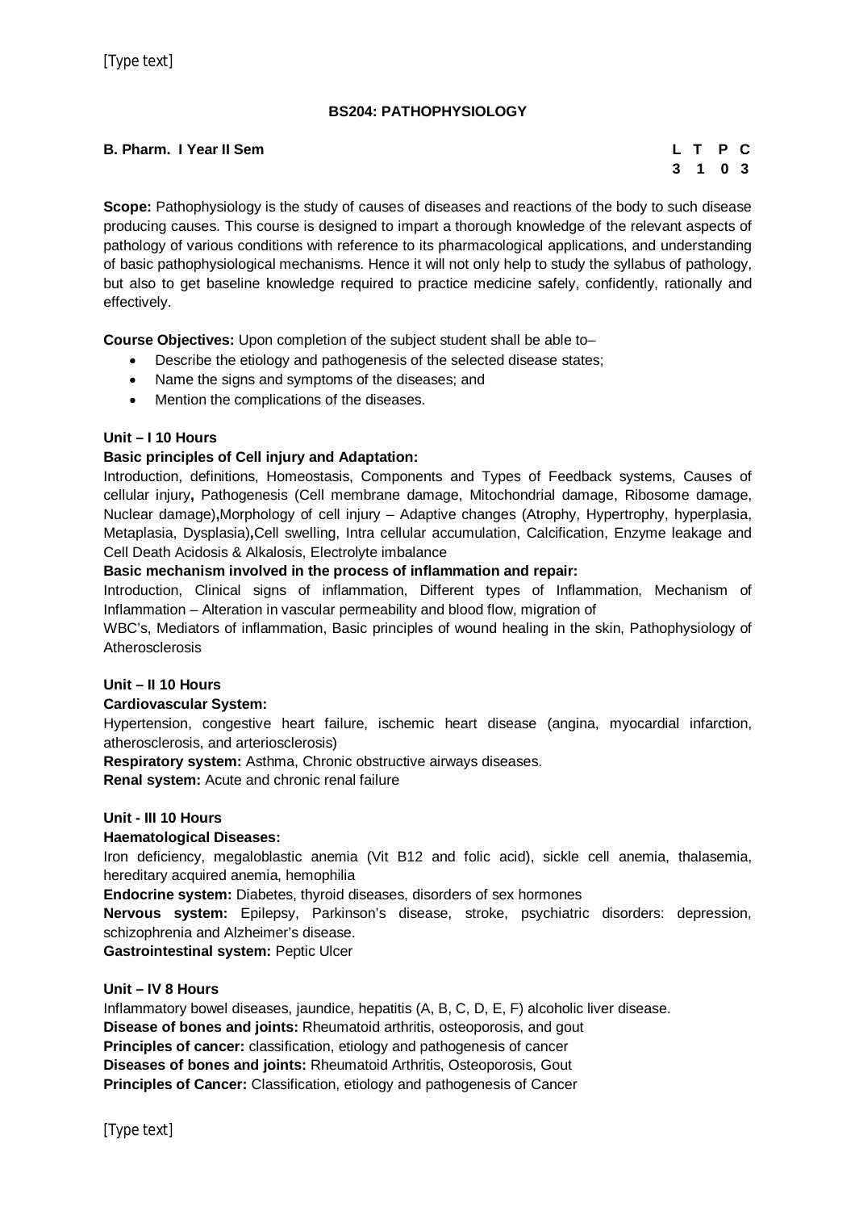## BS204: PATHOPHYSIOLOGY

**B. Pharm. I Year II Sem**

| L | T | P | C |
|---|---|---|---|
| 3 | 1 | 0 | 3 |

**Scope:** Pathophysiology is the study of causes of diseases and reactions of the body to such disease producing causes. This course is designed to impart a thorough knowledge of the relevant aspects of pathology of various conditions with reference to its pharmacological applications, and understanding of basic pathophysiological mechanisms. Hence it will not only help to study the syllabus of pathology, but also to get baseline knowledge required to practice medicine safely, confidently, rationally and effectively.

**Course Objectives:** Upon completion of the subject student shall be able to–

- Describe the etiology and pathogenesis of the selected disease states;
- Name the signs and symptoms of the diseases; and
- Mention the complications of the diseases.

**Unit – I 10 Hours**

**Basic principles of Cell injury and Adaptation:**

Introduction, definitions, Homeostasis, Components and Types of Feedback systems, Causes of cellular injury**,** Pathogenesis (Cell membrane damage, Mitochondrial damage, Ribosome damage, Nuclear damage)**,**Morphology of cell injury – Adaptive changes (Atrophy, Hypertrophy, hyperplasia, Metaplasia, Dysplasia)**,**Cell swelling, Intra cellular accumulation, Calcification, Enzyme leakage and Cell Death Acidosis & Alkalosis, Electrolyte imbalance

**Basic mechanism involved in the process of inflammation and repair:**

Introduction, Clinical signs of inflammation, Different types of Inflammation, Mechanism of Inflammation – Alteration in vascular permeability and blood flow, migration of WBC's, Mediators of inflammation, Basic principles of wound healing in the skin, Pathophysiology of Atherosclerosis

**Unit – II 10 Hours**

**Cardiovascular System:**

Hypertension, congestive heart failure, ischemic heart disease (angina, myocardial infarction, atherosclerosis, and arteriosclerosis)

**Respiratory system:** Asthma, Chronic obstructive airways diseases.

**Renal system:** Acute and chronic renal failure

**Unit - III 10 Hours**

**Haematological Diseases:**

Iron deficiency, megaloblastic anemia (Vit B12 and folic acid), sickle cell anemia, thalasemia, hereditary acquired anemia, hemophilia

**Endocrine system:** Diabetes, thyroid diseases, disorders of sex hormones

**Nervous system:** Epilepsy, Parkinson's disease, stroke, psychiatric disorders: depression, schizophrenia and Alzheimer's disease.

**Gastrointestinal system:** Peptic Ulcer

**Unit – IV 8 Hours**

Inflammatory bowel diseases, jaundice, hepatitis (A, B, C, D, E, F) alcoholic liver disease.

**Disease of bones and joints:** Rheumatoid arthritis, osteoporosis, and gout

**Principles of cancer:** classification, etiology and pathogenesis of cancer

**Diseases of bones and joints:** Rheumatoid Arthritis, Osteoporosis, Gout

**Principles of Cancer:** Classification, etiology and pathogenesis of Cancer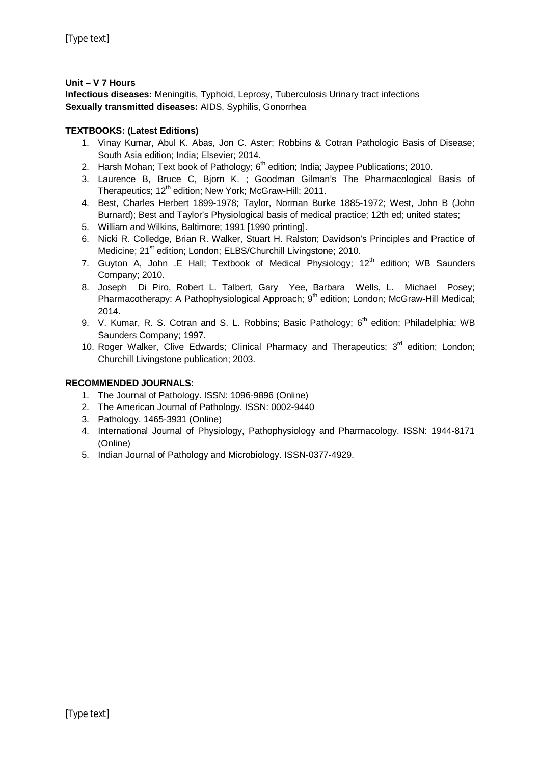**Unit – V 7 Hours**

**Infectious diseases:** Meningitis, Typhoid, Leprosy, Tuberculosis Urinary tract infections

**Sexually transmitted diseases:** AIDS, Syphilis, Gonorrhea

**TEXTBOOKS: (Latest Editions)**

1. Vinay Kumar, Abul K. Abas, Jon C. Aster; Robbins & Cotran Pathologic Basis of Disease; South Asia edition; India; Elsevier; 2014.
2. Harsh Mohan; Text book of Pathology; 6th edition; India; Jaypee Publications; 2010.
3. Laurence B, Bruce C, Bjorn K. ; Goodman Gilman's The Pharmacological Basis of Therapeutics; 12th edition; New York; McGraw-Hill; 2011.
4. Best, Charles Herbert 1899-1978; Taylor, Norman Burke 1885-1972; West, John B (John Burnard); Best and Taylor's Physiological basis of medical practice; 12th ed; united states;
5. William and Wilkins, Baltimore; 1991 [1990 printing].
6. Nicki R. Colledge, Brian R. Walker, Stuart H. Ralston; Davidson's Principles and Practice of Medicine; 21st edition; London; ELBS/Churchill Livingstone; 2010.
7. Guyton A, John .E Hall; Textbook of Medical Physiology; 12th edition; WB Saunders Company; 2010.
8. Joseph Di Piro, Robert L. Talbert, Gary Yee, Barbara Wells, L. Michael Posey; Pharmacotherapy: A Pathophysiological Approach; 9th edition; London; McGraw-Hill Medical; 2014.
9. V. Kumar, R. S. Cotran and S. L. Robbins; Basic Pathology; 6th edition; Philadelphia; WB Saunders Company; 1997.
10. Roger Walker, Clive Edwards; Clinical Pharmacy and Therapeutics; 3rd edition; London; Churchill Livingstone publication; 2003.

**RECOMMENDED JOURNALS:**

1. The Journal of Pathology. ISSN: 1096-9896 (Online)
2. The American Journal of Pathology. ISSN: 0002-9440
3. Pathology. 1465-3931 (Online)
4. International Journal of Physiology, Pathophysiology and Pharmacology. ISSN: 1944-8171 (Online)
5. Indian Journal of Pathology and Microbiology. ISSN-0377-4929.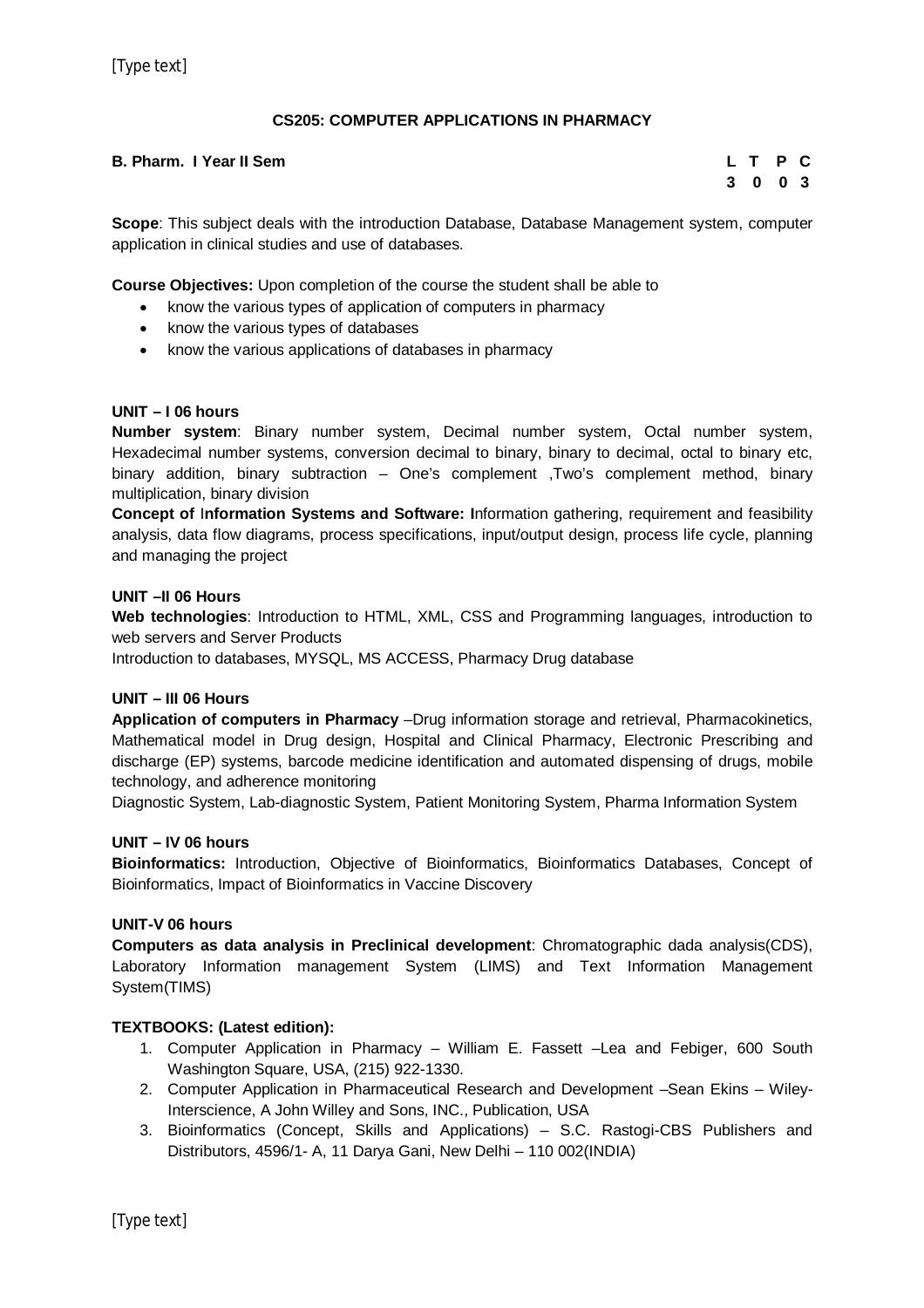## CS205: COMPUTER APPLICATIONS IN PHARMACY

**B. Pharm. I Year II Sem**

| L | T | P | C |
|---|---|---|---|
| 3 | 0 | 0 | 3 |

**Scope**: This subject deals with the introduction Database, Database Management system, computer application in clinical studies and use of databases.

**Course Objectives:** Upon completion of the course the student shall be able to

- know the various types of application of computers in pharmacy
- know the various types of databases
- know the various applications of databases in pharmacy

**UNIT – I 06 hours**

**Number system**: Binary number system, Decimal number system, Octal number system, Hexadecimal number systems, conversion decimal to binary, binary to decimal, octal to binary etc, binary addition, binary subtraction – One's complement ,Two's complement method, binary multiplication, binary division

**Concept of** I**nformation Systems and Software: I**nformation gathering, requirement and feasibility analysis, data flow diagrams, process specifications, input/output design, process life cycle, planning and managing the project

**UNIT –II 06 Hours**

**Web technologies**: Introduction to HTML, XML, CSS and Programming languages, introduction to web servers and Server Products

Introduction to databases, MYSQL, MS ACCESS, Pharmacy Drug database

**UNIT – III 06 Hours**

**Application of computers in Pharmacy** –Drug information storage and retrieval, Pharmacokinetics, Mathematical model in Drug design, Hospital and Clinical Pharmacy, Electronic Prescribing and discharge (EP) systems, barcode medicine identification and automated dispensing of drugs, mobile technology, and adherence monitoring

Diagnostic System, Lab-diagnostic System, Patient Monitoring System, Pharma Information System

**UNIT – IV 06 hours**

**Bioinformatics:** Introduction, Objective of Bioinformatics, Bioinformatics Databases, Concept of Bioinformatics, Impact of Bioinformatics in Vaccine Discovery

**UNIT-V 06 hours**

**Computers as data analysis in Preclinical development**: Chromatographic dada analysis(CDS), Laboratory Information management System (LIMS) and Text Information Management System(TIMS)

**TEXTBOOKS: (Latest edition):**

1. Computer Application in Pharmacy – William E. Fassett –Lea and Febiger, 600 South Washington Square, USA, (215) 922-1330.
2. Computer Application in Pharmaceutical Research and Development –Sean Ekins – Wiley-Interscience, A John Willey and Sons, INC., Publication, USA
3. Bioinformatics (Concept, Skills and Applications) – S.C. Rastogi-CBS Publishers and Distributors, 4596/1- A, 11 Darya Gani, New Delhi – 110 002(INDIA)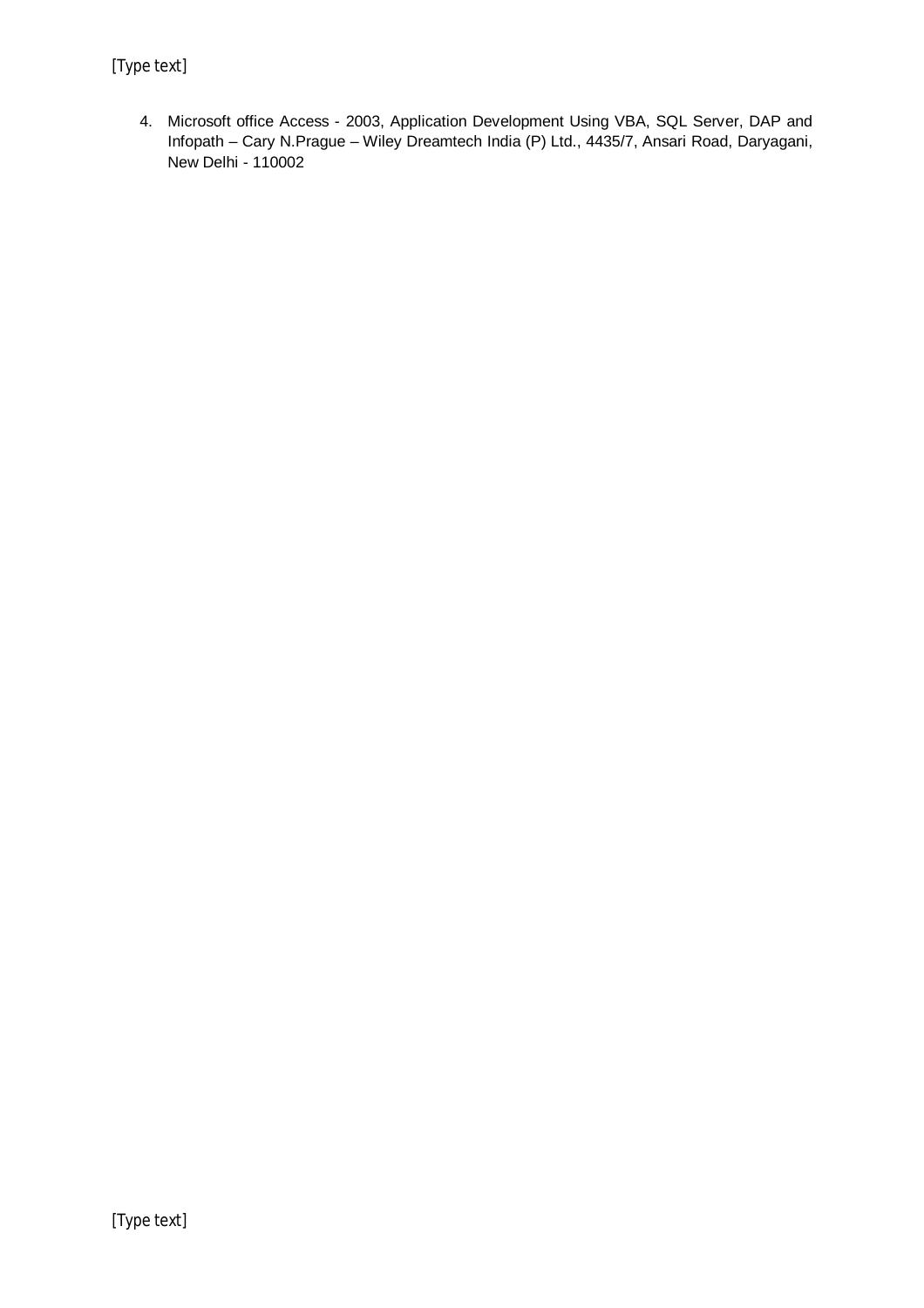4. Microsoft office Access - 2003, Application Development Using VBA, SQL Server, DAP and Infopath – Cary N.Prague – Wiley Dreamtech India (P) Ltd., 4435/7, Ansari Road, Daryagani, New Delhi - 110002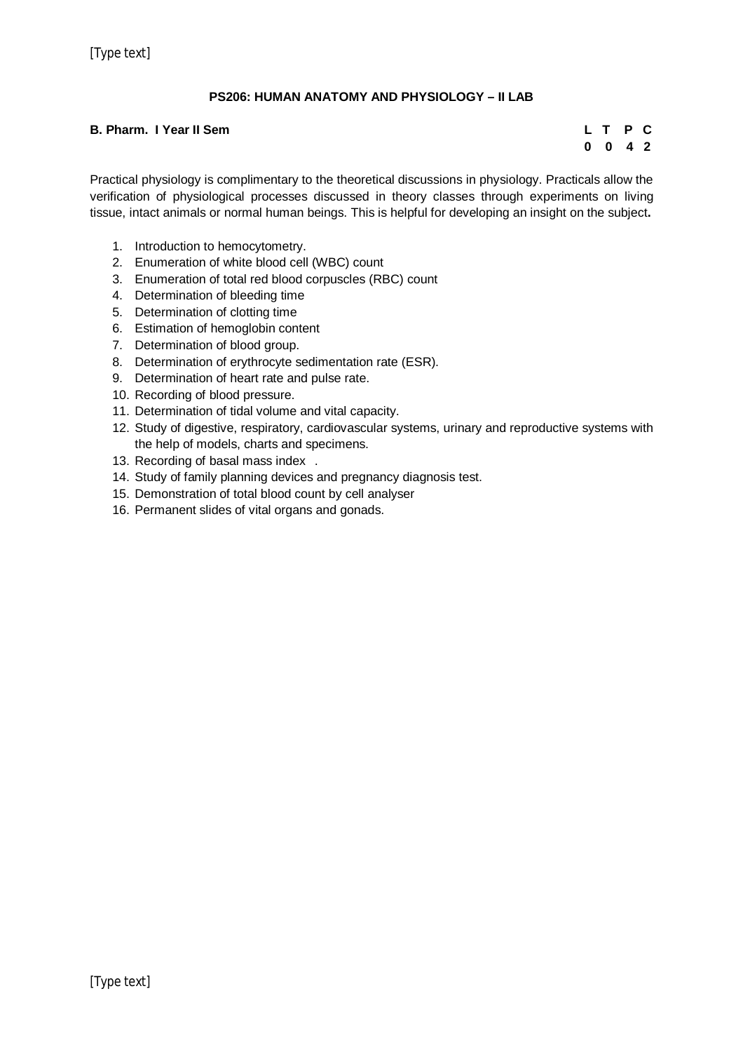## PS206: HUMAN ANATOMY AND PHYSIOLOGY – II LAB

**B. Pharm. I Year II Sem**

| L | T | P | C |
|---|---|---|---|
| 0 | 0 | 4 | 2 |

Practical physiology is complimentary to the theoretical discussions in physiology. Practicals allow the verification of physiological processes discussed in theory classes through experiments on living tissue, intact animals or normal human beings. This is helpful for developing an insight on the subject**.**

1. Introduction to hemocytometry.
2. Enumeration of white blood cell (WBC) count
3. Enumeration of total red blood corpuscles (RBC) count
4. Determination of bleeding time
5. Determination of clotting time
6. Estimation of hemoglobin content
7. Determination of blood group.
8. Determination of erythrocyte sedimentation rate (ESR).
9. Determination of heart rate and pulse rate.
10. Recording of blood pressure.
11. Determination of tidal volume and vital capacity.
12. Study of digestive, respiratory, cardiovascular systems, urinary and reproductive systems with the help of models, charts and specimens.
13. Recording of basal mass index .
14. Study of family planning devices and pregnancy diagnosis test.
15. Demonstration of total blood count by cell analyser
16. Permanent slides of vital organs and gonads.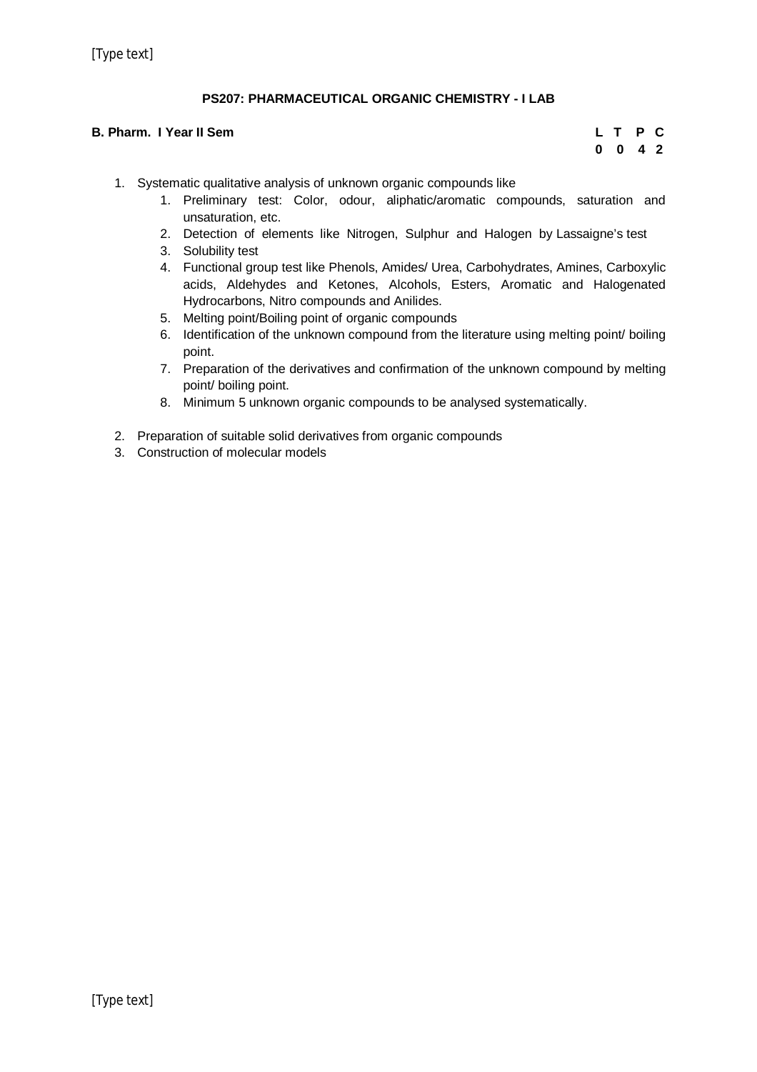**PS207: PHARMACEUTICAL ORGANIC CHEMISTRY - I LAB**

**B. Pharm. I Year II Sem**

| L | T | P | C |
|---|---|---|---|
| 0 | 0 | 4 | 2 |

1. Systematic qualitative analysis of unknown organic compounds like
    1. Preliminary test: Color, odour, aliphatic/aromatic compounds, saturation and unsaturation, etc.
    2. Detection of elements like Nitrogen, Sulphur and Halogen by Lassaigne's test
    3. Solubility test
    4. Functional group test like Phenols, Amides/ Urea, Carbohydrates, Amines, Carboxylic acids, Aldehydes and Ketones, Alcohols, Esters, Aromatic and Halogenated Hydrocarbons, Nitro compounds and Anilides.
    5. Melting point/Boiling point of organic compounds
    6. Identification of the unknown compound from the literature using melting point/ boiling point.
    7. Preparation of the derivatives and confirmation of the unknown compound by melting point/ boiling point.
    8. Minimum 5 unknown organic compounds to be analysed systematically.

2. Preparation of suitable solid derivatives from organic compounds
3. Construction of molecular models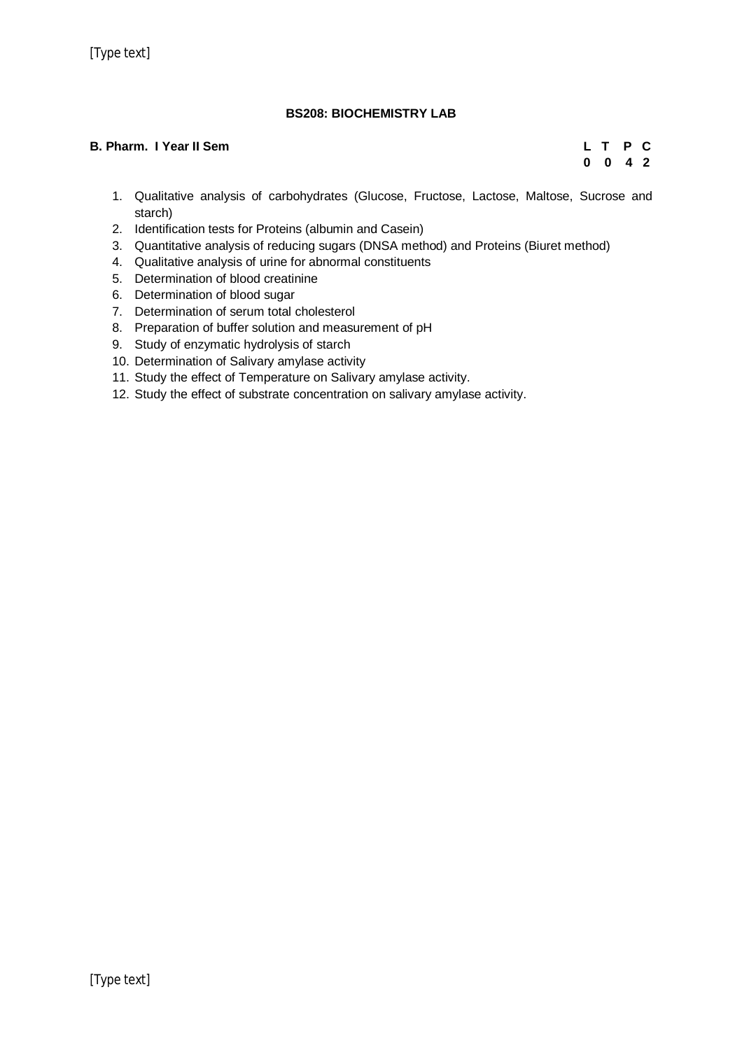## BS208: BIOCHEMISTRY LAB

**B. Pharm. I Year II Sem**

| L | T | P | C |
|---|---|---|---|
| 0 | 0 | 4 | 2 |

1. Qualitative analysis of carbohydrates (Glucose, Fructose, Lactose, Maltose, Sucrose and starch)
2. Identification tests for Proteins (albumin and Casein)
3. Quantitative analysis of reducing sugars (DNSA method) and Proteins (Biuret method)
4. Qualitative analysis of urine for abnormal constituents
5. Determination of blood creatinine
6. Determination of blood sugar
7. Determination of serum total cholesterol
8. Preparation of buffer solution and measurement of pH
9. Study of enzymatic hydrolysis of starch
10. Determination of Salivary amylase activity
11. Study the effect of Temperature on Salivary amylase activity.
12. Study the effect of substrate concentration on salivary amylase activity.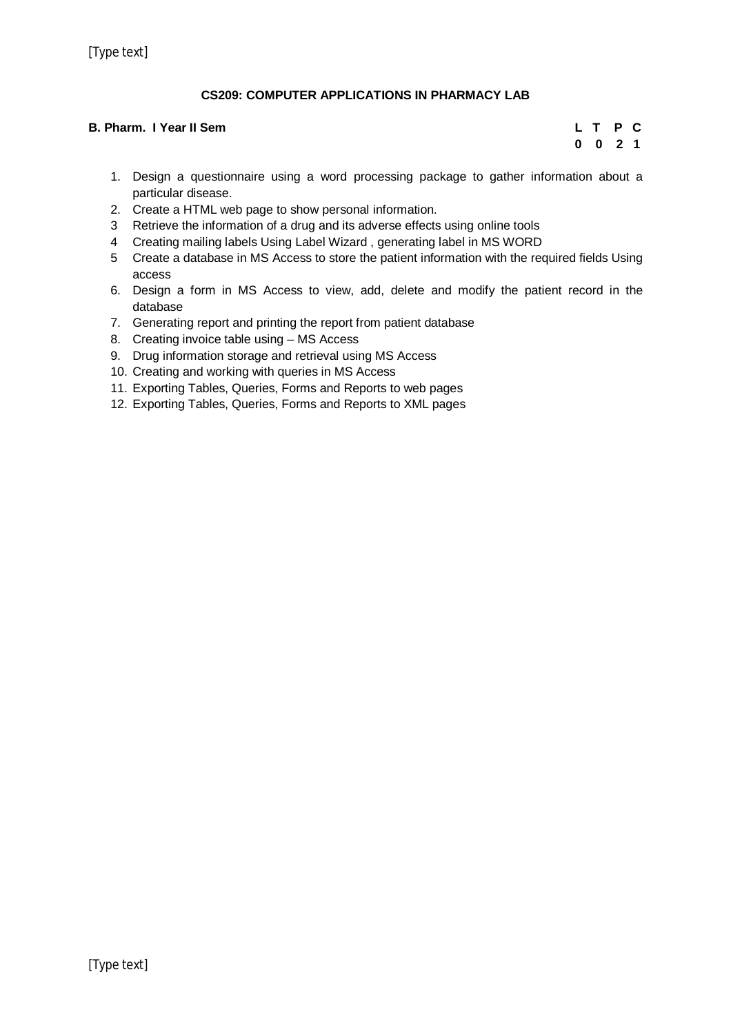### CS209: COMPUTER APPLICATIONS IN PHARMACY LAB

**B. Pharm. I Year II Sem**

| L | T | P | C |
|---|---|---|---|
| 0 | 0 | 2 | 1 |

1. Design a questionnaire using a word processing package to gather information about a particular disease.
2. Create a HTML web page to show personal information.
3. Retrieve the information of a drug and its adverse effects using online tools
4. Creating mailing labels Using Label Wizard , generating label in MS WORD
5. Create a database in MS Access to store the patient information with the required fields Using access
6. Design a form in MS Access to view, add, delete and modify the patient record in the database
7. Generating report and printing the report from patient database
8. Creating invoice table using – MS Access
9. Drug information storage and retrieval using MS Access
10. Creating and working with queries in MS Access
11. Exporting Tables, Queries, Forms and Reports to web pages
12. Exporting Tables, Queries, Forms and Reports to XML pages